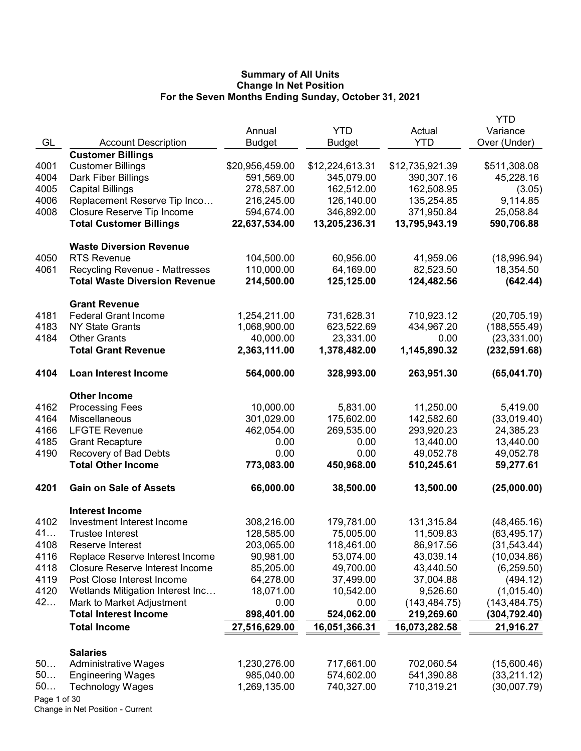# Summary of All Units
## Change In Net Position
### For the Seven Months Ending Sunday, October 31, 2021

| GL | Account Description | Annual Budget | YTD Budget | Actual YTD | YTD Variance Over (Under) |
|---|---|---|---|---|---|
| | **Customer Billings** | | | | |
| 4001 | Customer Billings | $20,956,459.00 | $12,224,613.31 | $12,735,921.39 | $511,308.08 |
| 4004 | Dark Fiber Billings | 591,569.00 | 345,079.00 | 390,307.16 | 45,228.16 |
| 4005 | Capital Billings | 278,587.00 | 162,512.00 | 162,508.95 | (3.05) |
| 4006 | Replacement Reserve Tip Inco… | 216,245.00 | 126,140.00 | 135,254.85 | 9,114.85 |
| 4008 | Closure Reserve Tip Income | 594,674.00 | 346,892.00 | 371,950.84 | 25,058.84 |
| | **Total Customer Billings** | **22,637,534.00** | **13,205,236.31** | **13,795,943.19** | **590,706.88** |
| | **Waste Diversion Revenue** | | | | |
| 4050 | RTS Revenue | 104,500.00 | 60,956.00 | 41,959.06 | (18,996.94) |
| 4061 | Recycling Revenue - Mattresses | 110,000.00 | 64,169.00 | 82,523.50 | 18,354.50 |
| | **Total Waste Diversion Revenue** | **214,500.00** | **125,125.00** | **124,482.56** | **(642.44)** |
| | **Grant Revenue** | | | | |
| 4181 | Federal Grant Income | 1,254,211.00 | 731,628.31 | 710,923.12 | (20,705.19) |
| 4183 | NY State Grants | 1,068,900.00 | 623,522.69 | 434,967.20 | (188,555.49) |
| 4184 | Other Grants | 40,000.00 | 23,331.00 | 0.00 | (23,331.00) |
| | **Total Grant Revenue** | **2,363,111.00** | **1,378,482.00** | **1,145,890.32** | **(232,591.68)** |
| **4104** | **Loan Interest Income** | **564,000.00** | **328,993.00** | **263,951.30** | **(65,041.70)** |
| | **Other Income** | | | | |
| 4162 | Processing Fees | 10,000.00 | 5,831.00 | 11,250.00 | 5,419.00 |
| 4164 | Miscellaneous | 301,029.00 | 175,602.00 | 142,582.60 | (33,019.40) |
| 4166 | LFGTE Revenue | 462,054.00 | 269,535.00 | 293,920.23 | 24,385.23 |
| 4185 | Grant Recapture | 0.00 | 0.00 | 13,440.00 | 13,440.00 |
| 4190 | Recovery of Bad Debts | 0.00 | 0.00 | 49,052.78 | 49,052.78 |
| | **Total Other Income** | **773,083.00** | **450,968.00** | **510,245.61** | **59,277.61** |
| **4201** | **Gain on Sale of Assets** | **66,000.00** | **38,500.00** | **13,500.00** | **(25,000.00)** |
| | **Interest Income** | | | | |
| 4102 | Investment Interest Income | 308,216.00 | 179,781.00 | 131,315.84 | (48,465.16) |
| 41… | Trustee Interest | 128,585.00 | 75,005.00 | 11,509.83 | (63,495.17) |
| 4108 | Reserve Interest | 203,065.00 | 118,461.00 | 86,917.56 | (31,543.44) |
| 4116 | Replace Reserve Interest Income | 90,981.00 | 53,074.00 | 43,039.14 | (10,034.86) |
| 4118 | Closure Reserve Interest Income | 85,205.00 | 49,700.00 | 43,440.50 | (6,259.50) |
| 4119 | Post Close Interest Income | 64,278.00 | 37,499.00 | 37,004.88 | (494.12) |
| 4120 | Wetlands Mitigation Interest Inc… | 18,071.00 | 10,542.00 | 9,526.60 | (1,015.40) |
| 42… | Mark to Market Adjustment | 0.00 | 0.00 | (143,484.75) | (143,484.75) |
| | **Total Interest Income** | **898,401.00** | **524,062.00** | **219,269.60** | **(304,792.40)** |
| | **Total Income** | **27,516,629.00** | **16,051,366.31** | **16,073,282.58** | **21,916.27** |
| | **Salaries** | | | | |
| 50… | Administrative Wages | 1,230,276.00 | 717,661.00 | 702,060.54 | (15,600.46) |
| 50… | Engineering Wages | 985,040.00 | 574,602.00 | 541,390.88 | (33,211.12) |
| 50… | Technology Wages | 1,269,135.00 | 740,327.00 | 710,319.21 | (30,007.79) |

Change in Net Position - Current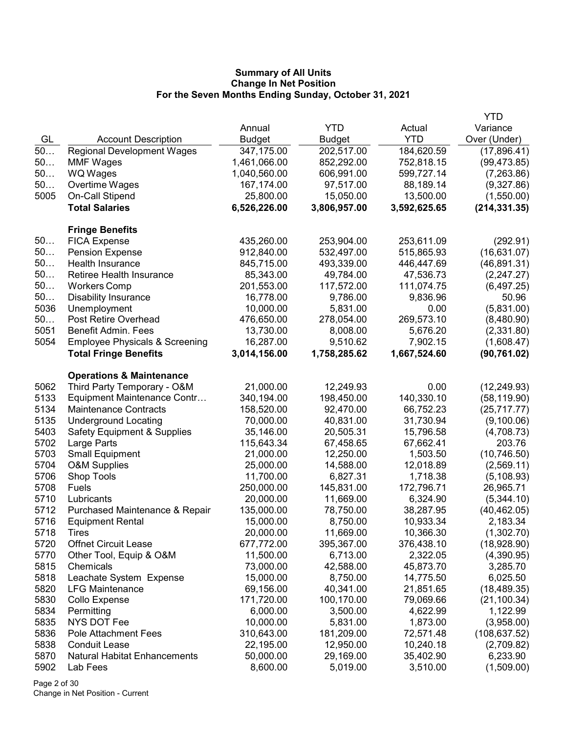**Summary of All Units**
**Change In Net Position**
**For the Seven Months Ending Sunday, October 31, 2021**

| GL | Account Description | Annual Budget | YTD Budget | Actual YTD | YTD Variance Over (Under) |
|---|---|---|---|---|---|
| 50… | Regional Development Wages | 347,175.00 | 202,517.00 | 184,620.59 | (17,896.41) |
| 50… | MMF Wages | 1,461,066.00 | 852,292.00 | 752,818.15 | (99,473.85) |
| 50… | WQ Wages | 1,040,560.00 | 606,991.00 | 599,727.14 | (7,263.86) |
| 50… | Overtime Wages | 167,174.00 | 97,517.00 | 88,189.14 | (9,327.86) |
| 5005 | On-Call Stipend | 25,800.00 | 15,050.00 | 13,500.00 | (1,550.00) |
| | **Total Salaries** | **6,526,226.00** | **3,806,957.00** | **3,592,625.65** | **(214,331.35)** |
| | **Fringe Benefits** | | | | |
| 50… | FICA Expense | 435,260.00 | 253,904.00 | 253,611.09 | (292.91) |
| 50… | Pension Expense | 912,840.00 | 532,497.00 | 515,865.93 | (16,631.07) |
| 50… | Health Insurance | 845,715.00 | 493,339.00 | 446,447.69 | (46,891.31) |
| 50… | Retiree Health Insurance | 85,343.00 | 49,784.00 | 47,536.73 | (2,247.27) |
| 50… | Workers Comp | 201,553.00 | 117,572.00 | 111,074.75 | (6,497.25) |
| 50… | Disability Insurance | 16,778.00 | 9,786.00 | 9,836.96 | 50.96 |
| 5036 | Unemployment | 10,000.00 | 5,831.00 | 0.00 | (5,831.00) |
| 50… | Post Retire Overhead | 476,650.00 | 278,054.00 | 269,573.10 | (8,480.90) |
| 5051 | Benefit Admin. Fees | 13,730.00 | 8,008.00 | 5,676.20 | (2,331.80) |
| 5054 | Employee Physicals & Screening | 16,287.00 | 9,510.62 | 7,902.15 | (1,608.47) |
| | **Total Fringe Benefits** | **3,014,156.00** | **1,758,285.62** | **1,667,524.60** | **(90,761.02)** |
| | **Operations & Maintenance** | | | | |
| 5062 | Third Party Temporary - O&M | 21,000.00 | 12,249.93 | 0.00 | (12,249.93) |
| 5133 | Equipment Maintenance Contr… | 340,194.00 | 198,450.00 | 140,330.10 | (58,119.90) |
| 5134 | Maintenance Contracts | 158,520.00 | 92,470.00 | 66,752.23 | (25,717.77) |
| 5135 | Underground Locating | 70,000.00 | 40,831.00 | 31,730.94 | (9,100.06) |
| 5403 | Safety Equipment & Supplies | 35,146.00 | 20,505.31 | 15,796.58 | (4,708.73) |
| 5702 | Large Parts | 115,643.34 | 67,458.65 | 67,662.41 | 203.76 |
| 5703 | Small Equipment | 21,000.00 | 12,250.00 | 1,503.50 | (10,746.50) |
| 5704 | O&M Supplies | 25,000.00 | 14,588.00 | 12,018.89 | (2,569.11) |
| 5706 | Shop Tools | 11,700.00 | 6,827.31 | 1,718.38 | (5,108.93) |
| 5708 | Fuels | 250,000.00 | 145,831.00 | 172,796.71 | 26,965.71 |
| 5710 | Lubricants | 20,000.00 | 11,669.00 | 6,324.90 | (5,344.10) |
| 5712 | Purchased Maintenance & Repair | 135,000.00 | 78,750.00 | 38,287.95 | (40,462.05) |
| 5716 | Equipment Rental | 15,000.00 | 8,750.00 | 10,933.34 | 2,183.34 |
| 5718 | Tires | 20,000.00 | 11,669.00 | 10,366.30 | (1,302.70) |
| 5720 | Offnet Circuit Lease | 677,772.00 | 395,367.00 | 376,438.10 | (18,928.90) |
| 5770 | Other Tool, Equip & O&M | 11,500.00 | 6,713.00 | 2,322.05 | (4,390.95) |
| 5815 | Chemicals | 73,000.00 | 42,588.00 | 45,873.70 | 3,285.70 |
| 5818 | Leachate System Expense | 15,000.00 | 8,750.00 | 14,775.50 | 6,025.50 |
| 5820 | LFG Maintenance | 69,156.00 | 40,341.00 | 21,851.65 | (18,489.35) |
| 5830 | Collo Expense | 171,720.00 | 100,170.00 | 79,069.66 | (21,100.34) |
| 5834 | Permitting | 6,000.00 | 3,500.00 | 4,622.99 | 1,122.99 |
| 5835 | NYS DOT Fee | 10,000.00 | 5,831.00 | 1,873.00 | (3,958.00) |
| 5836 | Pole Attachment Fees | 310,643.00 | 181,209.00 | 72,571.48 | (108,637.52) |
| 5838 | Conduit Lease | 22,195.00 | 12,950.00 | 10,240.18 | (2,709.82) |
| 5870 | Natural Habitat Enhancements | 50,000.00 | 29,169.00 | 35,402.90 | 6,233.90 |
| 5902 | Lab Fees | 8,600.00 | 5,019.00 | 3,510.00 | (1,509.00) |

Change in Net Position - Current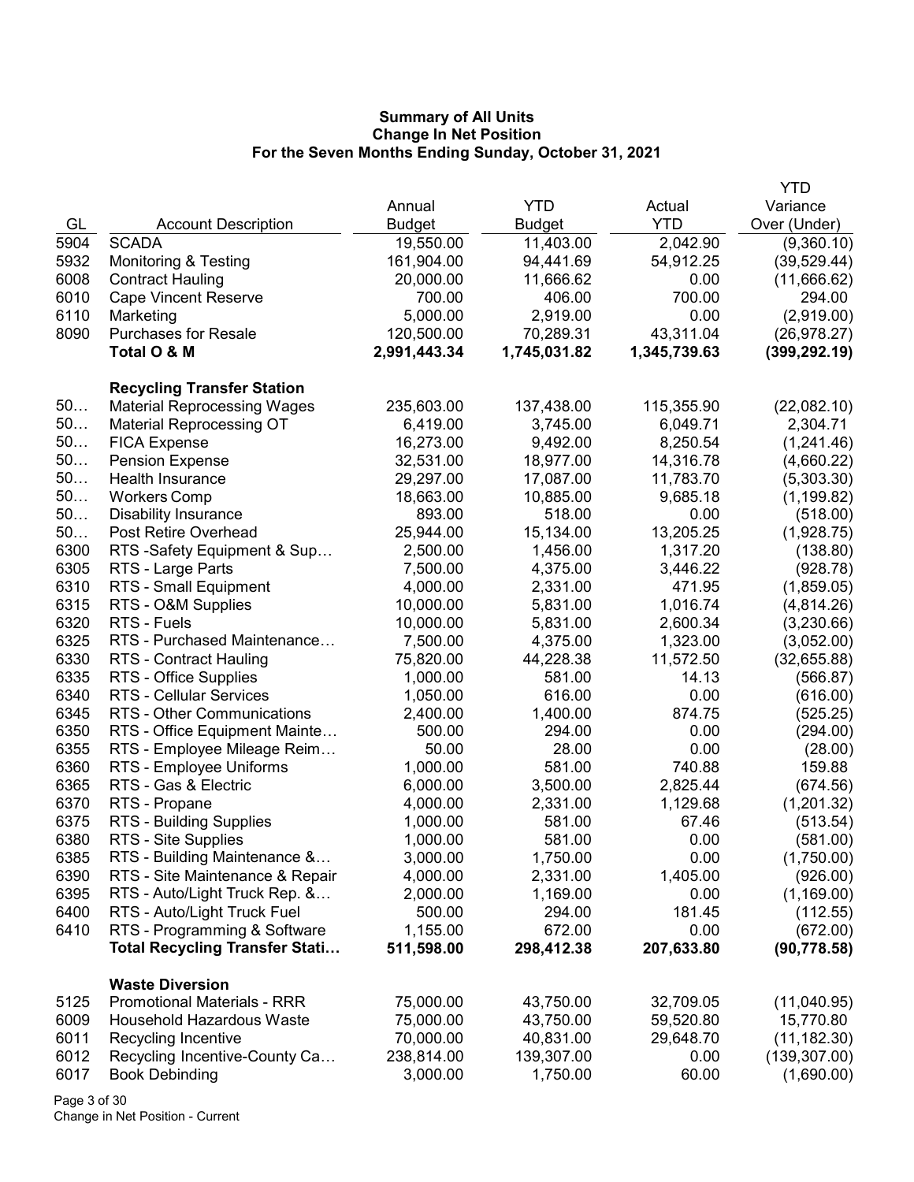## Summary of All Units
## Change In Net Position
## For the Seven Months Ending Sunday, October 31, 2021

| GL | Account Description | Annual Budget | YTD Budget | Actual YTD | YTD Variance Over (Under) |
|---|---|---|---|---|---|
| 5904 | SCADA | 19,550.00 | 11,403.00 | 2,042.90 | (9,360.10) |
| 5932 | Monitoring & Testing | 161,904.00 | 94,441.69 | 54,912.25 | (39,529.44) |
| 6008 | Contract Hauling | 20,000.00 | 11,666.62 | 0.00 | (11,666.62) |
| 6010 | Cape Vincent Reserve | 700.00 | 406.00 | 700.00 | 294.00 |
| 6110 | Marketing | 5,000.00 | 2,919.00 | 0.00 | (2,919.00) |
| 8090 | Purchases for Resale | 120,500.00 | 70,289.31 | 43,311.04 | (26,978.27) |
| | **Total O & M** | **2,991,443.34** | **1,745,031.82** | **1,345,739.63** | **(399,292.19)** |
| | | | | | |
| | **Recycling Transfer Station** | | | | |
| 50… | Material Reprocessing Wages | 235,603.00 | 137,438.00 | 115,355.90 | (22,082.10) |
| 50… | Material Reprocessing OT | 6,419.00 | 3,745.00 | 6,049.71 | 2,304.71 |
| 50… | FICA Expense | 16,273.00 | 9,492.00 | 8,250.54 | (1,241.46) |
| 50… | Pension Expense | 32,531.00 | 18,977.00 | 14,316.78 | (4,660.22) |
| 50… | Health Insurance | 29,297.00 | 17,087.00 | 11,783.70 | (5,303.30) |
| 50… | Workers Comp | 18,663.00 | 10,885.00 | 9,685.18 | (1,199.82) |
| 50… | Disability Insurance | 893.00 | 518.00 | 0.00 | (518.00) |
| 50… | Post Retire Overhead | 25,944.00 | 15,134.00 | 13,205.25 | (1,928.75) |
| 6300 | RTS -Safety Equipment & Sup… | 2,500.00 | 1,456.00 | 1,317.20 | (138.80) |
| 6305 | RTS - Large Parts | 7,500.00 | 4,375.00 | 3,446.22 | (928.78) |
| 6310 | RTS - Small Equipment | 4,000.00 | 2,331.00 | 471.95 | (1,859.05) |
| 6315 | RTS - O&M Supplies | 10,000.00 | 5,831.00 | 1,016.74 | (4,814.26) |
| 6320 | RTS - Fuels | 10,000.00 | 5,831.00 | 2,600.34 | (3,230.66) |
| 6325 | RTS - Purchased Maintenance… | 7,500.00 | 4,375.00 | 1,323.00 | (3,052.00) |
| 6330 | RTS - Contract Hauling | 75,820.00 | 44,228.38 | 11,572.50 | (32,655.88) |
| 6335 | RTS - Office Supplies | 1,000.00 | 581.00 | 14.13 | (566.87) |
| 6340 | RTS - Cellular Services | 1,050.00 | 616.00 | 0.00 | (616.00) |
| 6345 | RTS - Other Communications | 2,400.00 | 1,400.00 | 874.75 | (525.25) |
| 6350 | RTS - Office Equipment Mainte… | 500.00 | 294.00 | 0.00 | (294.00) |
| 6355 | RTS - Employee Mileage Reim… | 50.00 | 28.00 | 0.00 | (28.00) |
| 6360 | RTS - Employee Uniforms | 1,000.00 | 581.00 | 740.88 | 159.88 |
| 6365 | RTS - Gas & Electric | 6,000.00 | 3,500.00 | 2,825.44 | (674.56) |
| 6370 | RTS - Propane | 4,000.00 | 2,331.00 | 1,129.68 | (1,201.32) |
| 6375 | RTS - Building Supplies | 1,000.00 | 581.00 | 67.46 | (513.54) |
| 6380 | RTS - Site Supplies | 1,000.00 | 581.00 | 0.00 | (581.00) |
| 6385 | RTS - Building Maintenance &… | 3,000.00 | 1,750.00 | 0.00 | (1,750.00) |
| 6390 | RTS - Site Maintenance & Repair | 4,000.00 | 2,331.00 | 1,405.00 | (926.00) |
| 6395 | RTS - Auto/Light Truck Rep. &… | 2,000.00 | 1,169.00 | 0.00 | (1,169.00) |
| 6400 | RTS - Auto/Light Truck Fuel | 500.00 | 294.00 | 181.45 | (112.55) |
| 6410 | RTS - Programming & Software | 1,155.00 | 672.00 | 0.00 | (672.00) |
| | **Total Recycling Transfer Stati…** | **511,598.00** | **298,412.38** | **207,633.80** | **(90,778.58)** |
| | | | | | |
| | **Waste Diversion** | | | | |
| 5125 | Promotional Materials - RRR | 75,000.00 | 43,750.00 | 32,709.05 | (11,040.95) |
| 6009 | Household Hazardous Waste | 75,000.00 | 43,750.00 | 59,520.80 | 15,770.80 |
| 6011 | Recycling Incentive | 70,000.00 | 40,831.00 | 29,648.70 | (11,182.30) |
| 6012 | Recycling Incentive-County Ca… | 238,814.00 | 139,307.00 | 0.00 | (139,307.00) |
| 6017 | Book Debinding | 3,000.00 | 1,750.00 | 60.00 | (1,690.00) |

Change in Net Position - Current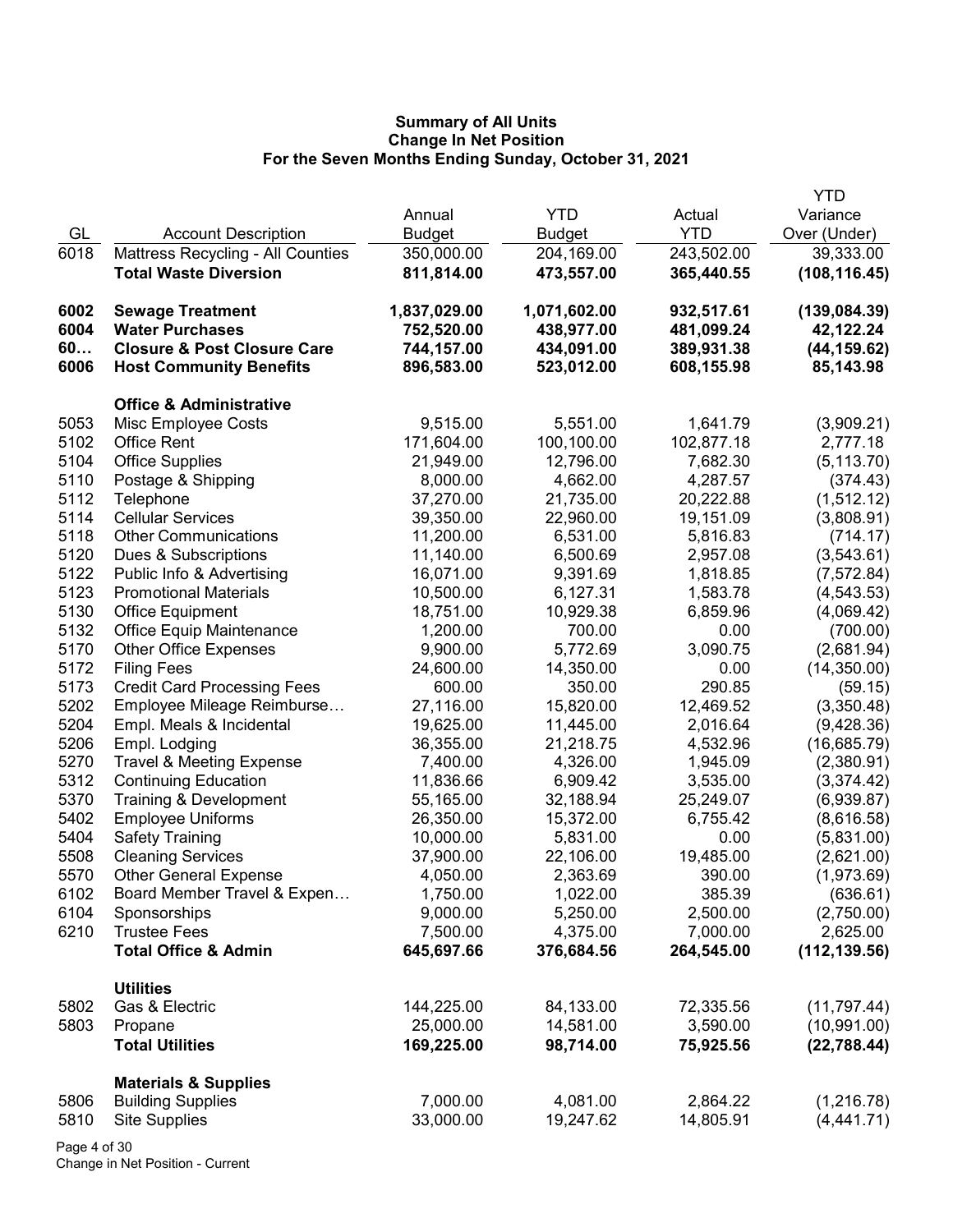**Summary of All Units**
**Change In Net Position**
**For the Seven Months Ending Sunday, October 31, 2021**

| GL | Account Description | Annual Budget | YTD Budget | Actual YTD | YTD Variance Over (Under) |
|---|---|---|---|---|---|
| 6018 | Mattress Recycling - All Counties | 350,000.00 | 204,169.00 | 243,502.00 | 39,333.00 |
| | **Total Waste Diversion** | **811,814.00** | **473,557.00** | **365,440.55** | **(108,116.45)** |
| | | | | | |
| **6002** | **Sewage Treatment** | **1,837,029.00** | **1,071,602.00** | **932,517.61** | **(139,084.39)** |
| **6004** | **Water Purchases** | **752,520.00** | **438,977.00** | **481,099.24** | **42,122.24** |
| **60…** | **Closure & Post Closure Care** | **744,157.00** | **434,091.00** | **389,931.38** | **(44,159.62)** |
| **6006** | **Host Community Benefits** | **896,583.00** | **523,012.00** | **608,155.98** | **85,143.98** |
| | | | | | |
| | **Office & Administrative** | | | | |
| 5053 | Misc Employee Costs | 9,515.00 | 5,551.00 | 1,641.79 | (3,909.21) |
| 5102 | Office Rent | 171,604.00 | 100,100.00 | 102,877.18 | 2,777.18 |
| 5104 | Office Supplies | 21,949.00 | 12,796.00 | 7,682.30 | (5,113.70) |
| 5110 | Postage & Shipping | 8,000.00 | 4,662.00 | 4,287.57 | (374.43) |
| 5112 | Telephone | 37,270.00 | 21,735.00 | 20,222.88 | (1,512.12) |
| 5114 | Cellular Services | 39,350.00 | 22,960.00 | 19,151.09 | (3,808.91) |
| 5118 | Other Communications | 11,200.00 | 6,531.00 | 5,816.83 | (714.17) |
| 5120 | Dues & Subscriptions | 11,140.00 | 6,500.69 | 2,957.08 | (3,543.61) |
| 5122 | Public Info & Advertising | 16,071.00 | 9,391.69 | 1,818.85 | (7,572.84) |
| 5123 | Promotional Materials | 10,500.00 | 6,127.31 | 1,583.78 | (4,543.53) |
| 5130 | Office Equipment | 18,751.00 | 10,929.38 | 6,859.96 | (4,069.42) |
| 5132 | Office Equip Maintenance | 1,200.00 | 700.00 | 0.00 | (700.00) |
| 5170 | Other Office Expenses | 9,900.00 | 5,772.69 | 3,090.75 | (2,681.94) |
| 5172 | Filing Fees | 24,600.00 | 14,350.00 | 0.00 | (14,350.00) |
| 5173 | Credit Card Processing Fees | 600.00 | 350.00 | 290.85 | (59.15) |
| 5202 | Employee Mileage Reimburse… | 27,116.00 | 15,820.00 | 12,469.52 | (3,350.48) |
| 5204 | Empl. Meals & Incidental | 19,625.00 | 11,445.00 | 2,016.64 | (9,428.36) |
| 5206 | Empl. Lodging | 36,355.00 | 21,218.75 | 4,532.96 | (16,685.79) |
| 5270 | Travel & Meeting Expense | 7,400.00 | 4,326.00 | 1,945.09 | (2,380.91) |
| 5312 | Continuing Education | 11,836.66 | 6,909.42 | 3,535.00 | (3,374.42) |
| 5370 | Training & Development | 55,165.00 | 32,188.94 | 25,249.07 | (6,939.87) |
| 5402 | Employee Uniforms | 26,350.00 | 15,372.00 | 6,755.42 | (8,616.58) |
| 5404 | Safety Training | 10,000.00 | 5,831.00 | 0.00 | (5,831.00) |
| 5508 | Cleaning Services | 37,900.00 | 22,106.00 | 19,485.00 | (2,621.00) |
| 5570 | Other General Expense | 4,050.00 | 2,363.69 | 390.00 | (1,973.69) |
| 6102 | Board Member Travel & Expen… | 1,750.00 | 1,022.00 | 385.39 | (636.61) |
| 6104 | Sponsorships | 9,000.00 | 5,250.00 | 2,500.00 | (2,750.00) |
| 6210 | Trustee Fees | 7,500.00 | 4,375.00 | 7,000.00 | 2,625.00 |
| | **Total Office & Admin** | **645,697.66** | **376,684.56** | **264,545.00** | **(112,139.56)** |
| | | | | | |
| | **Utilities** | | | | |
| 5802 | Gas & Electric | 144,225.00 | 84,133.00 | 72,335.56 | (11,797.44) |
| 5803 | Propane | 25,000.00 | 14,581.00 | 3,590.00 | (10,991.00) |
| | **Total Utilities** | **169,225.00** | **98,714.00** | **75,925.56** | **(22,788.44)** |
| | | | | | |
| | **Materials & Supplies** | | | | |
| 5806 | Building Supplies | 7,000.00 | 4,081.00 | 2,864.22 | (1,216.78) |
| 5810 | Site Supplies | 33,000.00 | 19,247.62 | 14,805.91 | (4,441.71) |

Change in Net Position - Current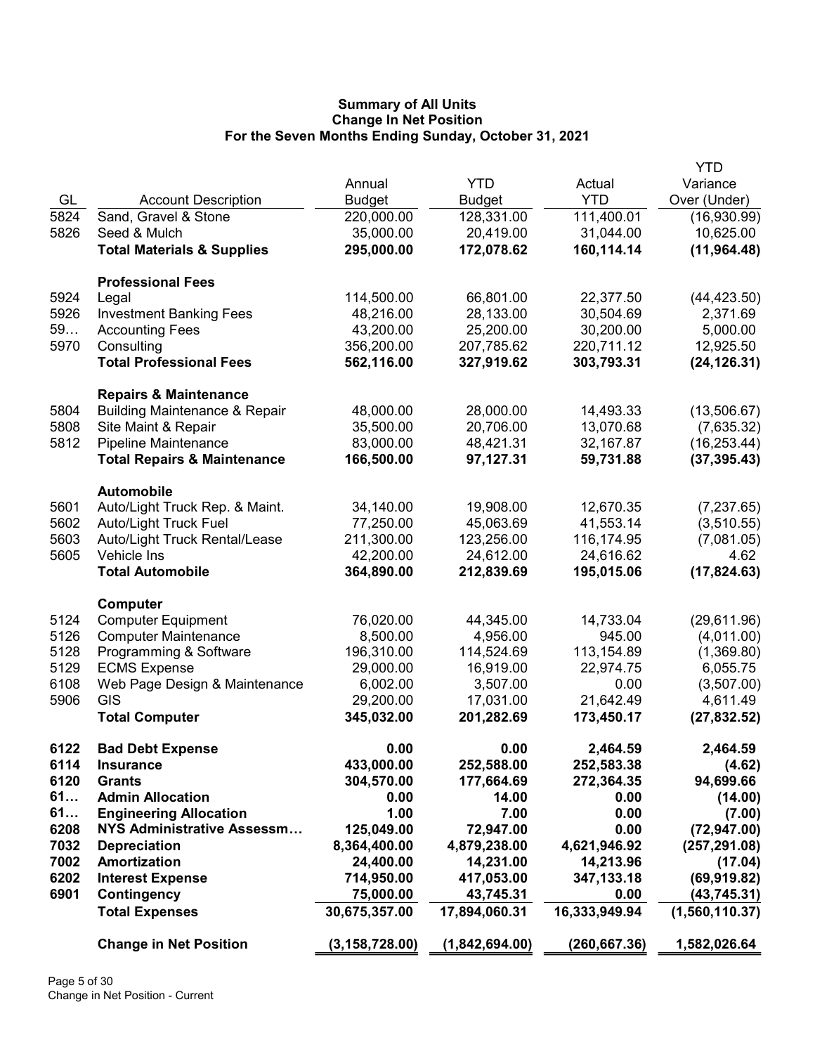**Summary of All Units**
**Change In Net Position**
**For the Seven Months Ending Sunday, October 31, 2021**

| GL | Account Description | Annual Budget | YTD Budget | Actual YTD | YTD Variance Over (Under) |
|---|---|---|---|---|---|
| 5824 | Sand, Gravel & Stone | 220,000.00 | 128,331.00 | 111,400.01 | (16,930.99) |
| 5826 | Seed & Mulch | 35,000.00 | 20,419.00 | 31,044.00 | 10,625.00 |
| | **Total Materials & Supplies** | **295,000.00** | **172,078.62** | **160,114.14** | **(11,964.48)** |
| | **Professional Fees** | | | | |
| 5924 | Legal | 114,500.00 | 66,801.00 | 22,377.50 | (44,423.50) |
| 5926 | Investment Banking Fees | 48,216.00 | 28,133.00 | 30,504.69 | 2,371.69 |
| 59… | Accounting Fees | 43,200.00 | 25,200.00 | 30,200.00 | 5,000.00 |
| 5970 | Consulting | 356,200.00 | 207,785.62 | 220,711.12 | 12,925.50 |
| | **Total Professional Fees** | **562,116.00** | **327,919.62** | **303,793.31** | **(24,126.31)** |
| | **Repairs & Maintenance** | | | | |
| 5804 | Building Maintenance & Repair | 48,000.00 | 28,000.00 | 14,493.33 | (13,506.67) |
| 5808 | Site Maint & Repair | 35,500.00 | 20,706.00 | 13,070.68 | (7,635.32) |
| 5812 | Pipeline Maintenance | 83,000.00 | 48,421.31 | 32,167.87 | (16,253.44) |
| | **Total Repairs & Maintenance** | **166,500.00** | **97,127.31** | **59,731.88** | **(37,395.43)** |
| | **Automobile** | | | | |
| 5601 | Auto/Light Truck Rep. & Maint. | 34,140.00 | 19,908.00 | 12,670.35 | (7,237.65) |
| 5602 | Auto/Light Truck Fuel | 77,250.00 | 45,063.69 | 41,553.14 | (3,510.55) |
| 5603 | Auto/Light Truck Rental/Lease | 211,300.00 | 123,256.00 | 116,174.95 | (7,081.05) |
| 5605 | Vehicle Ins | 42,200.00 | 24,612.00 | 24,616.62 | 4.62 |
| | **Total Automobile** | **364,890.00** | **212,839.69** | **195,015.06** | **(17,824.63)** |
| | **Computer** | | | | |
| 5124 | Computer Equipment | 76,020.00 | 44,345.00 | 14,733.04 | (29,611.96) |
| 5126 | Computer Maintenance | 8,500.00 | 4,956.00 | 945.00 | (4,011.00) |
| 5128 | Programming & Software | 196,310.00 | 114,524.69 | 113,154.89 | (1,369.80) |
| 5129 | ECMS Expense | 29,000.00 | 16,919.00 | 22,974.75 | 6,055.75 |
| 6108 | Web Page Design & Maintenance | 6,002.00 | 3,507.00 | 0.00 | (3,507.00) |
| 5906 | GIS | 29,200.00 | 17,031.00 | 21,642.49 | 4,611.49 |
| | **Total Computer** | **345,032.00** | **201,282.69** | **173,450.17** | **(27,832.52)** |
| **6122** | **Bad Debt Expense** | **0.00** | **0.00** | **2,464.59** | **2,464.59** |
| **6114** | **Insurance** | **433,000.00** | **252,588.00** | **252,583.38** | **(4.62)** |
| **6120** | **Grants** | **304,570.00** | **177,664.69** | **272,364.35** | **94,699.66** |
| **61…** | **Admin Allocation** | **0.00** | **14.00** | **0.00** | **(14.00)** |
| **61…** | **Engineering Allocation** | **1.00** | **7.00** | **0.00** | **(7.00)** |
| **6208** | **NYS Administrative Assessm…** | **125,049.00** | **72,947.00** | **0.00** | **(72,947.00)** |
| **7032** | **Depreciation** | **8,364,400.00** | **4,879,238.00** | **4,621,946.92** | **(257,291.08)** |
| **7002** | **Amortization** | **24,400.00** | **14,231.00** | **14,213.96** | **(17.04)** |
| **6202** | **Interest Expense** | **714,950.00** | **417,053.00** | **347,133.18** | **(69,919.82)** |
| **6901** | **Contingency** | **75,000.00** | **43,745.31** | **0.00** | **(43,745.31)** |
| | **Total Expenses** | **30,675,357.00** | **17,894,060.31** | **16,333,949.94** | **(1,560,110.37)** |
| | **Change in Net Position** | **(3,158,728.00)** | **(1,842,694.00)** | **(260,667.36)** | **1,582,026.64** |

Change in Net Position - Current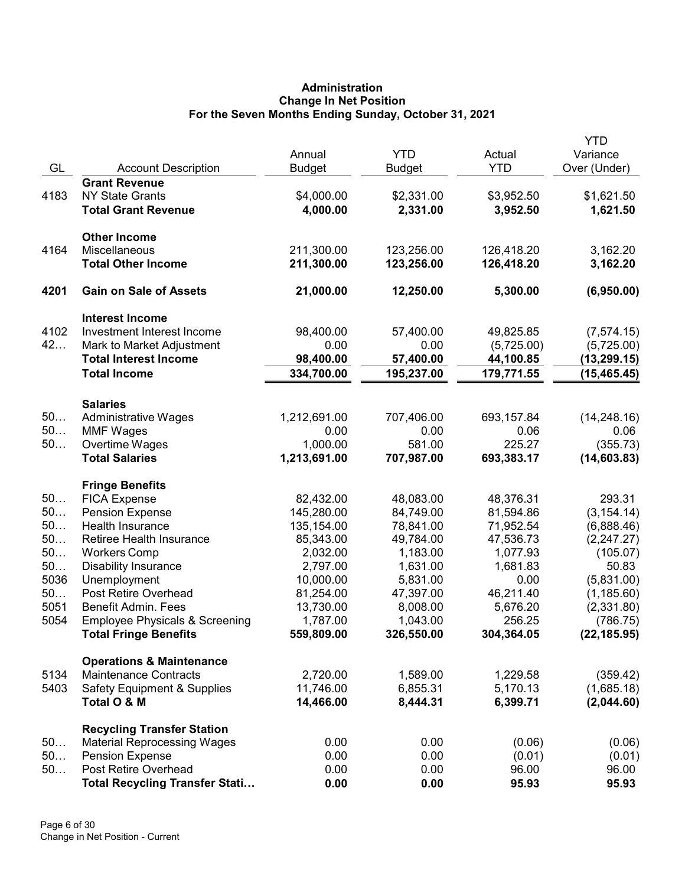**Administration**
**Change In Net Position**
**For the Seven Months Ending Sunday, October 31, 2021**

| GL | Account Description | Annual Budget | YTD Budget | Actual YTD | YTD Variance Over (Under) |
|---|---|---|---|---|---|
| | **Grant Revenue** | | | | |
| 4183 | NY State Grants | $4,000.00 | $2,331.00 | $3,952.50 | $1,621.50 |
| | **Total Grant Revenue** | **4,000.00** | **2,331.00** | **3,952.50** | **1,621.50** |
| | **Other Income** | | | | |
| 4164 | Miscellaneous | 211,300.00 | 123,256.00 | 126,418.20 | 3,162.20 |
| | **Total Other Income** | **211,300.00** | **123,256.00** | **126,418.20** | **3,162.20** |
| **4201** | **Gain on Sale of Assets** | **21,000.00** | **12,250.00** | **5,300.00** | **(6,950.00)** |
| | **Interest Income** | | | | |
| 4102 | Investment Interest Income | 98,400.00 | 57,400.00 | 49,825.85 | (7,574.15) |
| 42… | Mark to Market Adjustment | 0.00 | 0.00 | (5,725.00) | (5,725.00) |
| | **Total Interest Income** | **98,400.00** | **57,400.00** | **44,100.85** | **(13,299.15)** |
| | **Total Income** | **334,700.00** | **195,237.00** | **179,771.55** | **(15,465.45)** |
| | **Salaries** | | | | |
| 50… | Administrative Wages | 1,212,691.00 | 707,406.00 | 693,157.84 | (14,248.16) |
| 50… | MMF Wages | 0.00 | 0.00 | 0.06 | 0.06 |
| 50… | Overtime Wages | 1,000.00 | 581.00 | 225.27 | (355.73) |
| | **Total Salaries** | **1,213,691.00** | **707,987.00** | **693,383.17** | **(14,603.83)** |
| | **Fringe Benefits** | | | | |
| 50… | FICA Expense | 82,432.00 | 48,083.00 | 48,376.31 | 293.31 |
| 50… | Pension Expense | 145,280.00 | 84,749.00 | 81,594.86 | (3,154.14) |
| 50… | Health Insurance | 135,154.00 | 78,841.00 | 71,952.54 | (6,888.46) |
| 50… | Retiree Health Insurance | 85,343.00 | 49,784.00 | 47,536.73 | (2,247.27) |
| 50… | Workers Comp | 2,032.00 | 1,183.00 | 1,077.93 | (105.07) |
| 50… | Disability Insurance | 2,797.00 | 1,631.00 | 1,681.83 | 50.83 |
| 5036 | Unemployment | 10,000.00 | 5,831.00 | 0.00 | (5,831.00) |
| 50… | Post Retire Overhead | 81,254.00 | 47,397.00 | 46,211.40 | (1,185.60) |
| 5051 | Benefit Admin. Fees | 13,730.00 | 8,008.00 | 5,676.20 | (2,331.80) |
| 5054 | Employee Physicals & Screening | 1,787.00 | 1,043.00 | 256.25 | (786.75) |
| | **Total Fringe Benefits** | **559,809.00** | **326,550.00** | **304,364.05** | **(22,185.95)** |
| | **Operations & Maintenance** | | | | |
| 5134 | Maintenance Contracts | 2,720.00 | 1,589.00 | 1,229.58 | (359.42) |
| 5403 | Safety Equipment & Supplies | 11,746.00 | 6,855.31 | 5,170.13 | (1,685.18) |
| | **Total O & M** | **14,466.00** | **8,444.31** | **6,399.71** | **(2,044.60)** |
| | **Recycling Transfer Station** | | | | |
| 50… | Material Reprocessing Wages | 0.00 | 0.00 | (0.06) | (0.06) |
| 50… | Pension Expense | 0.00 | 0.00 | (0.01) | (0.01) |
| 50… | Post Retire Overhead | 0.00 | 0.00 | 96.00 | 96.00 |
| | **Total Recycling Transfer Stati…** | **0.00** | **0.00** | **95.93** | **95.93** |

Change in Net Position - Current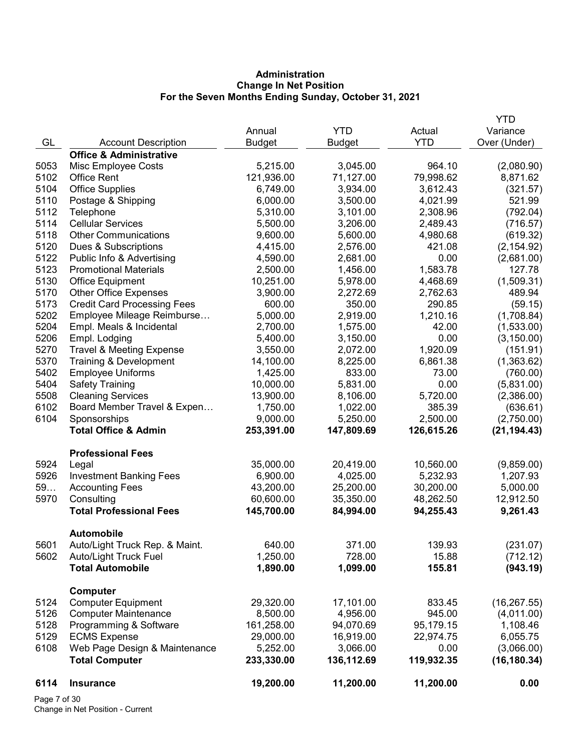**Administration**
**Change In Net Position**
**For the Seven Months Ending Sunday, October 31, 2021**

| GL | Account Description | Annual Budget | YTD Budget | Actual YTD | YTD Variance Over (Under) |
|---|---|---|---|---|---|
| | **Office & Administrative** | | | | |
| 5053 | Misc Employee Costs | 5,215.00 | 3,045.00 | 964.10 | (2,080.90) |
| 5102 | Office Rent | 121,936.00 | 71,127.00 | 79,998.62 | 8,871.62 |
| 5104 | Office Supplies | 6,749.00 | 3,934.00 | 3,612.43 | (321.57) |
| 5110 | Postage & Shipping | 6,000.00 | 3,500.00 | 4,021.99 | 521.99 |
| 5112 | Telephone | 5,310.00 | 3,101.00 | 2,308.96 | (792.04) |
| 5114 | Cellular Services | 5,500.00 | 3,206.00 | 2,489.43 | (716.57) |
| 5118 | Other Communications | 9,600.00 | 5,600.00 | 4,980.68 | (619.32) |
| 5120 | Dues & Subscriptions | 4,415.00 | 2,576.00 | 421.08 | (2,154.92) |
| 5122 | Public Info & Advertising | 4,590.00 | 2,681.00 | 0.00 | (2,681.00) |
| 5123 | Promotional Materials | 2,500.00 | 1,456.00 | 1,583.78 | 127.78 |
| 5130 | Office Equipment | 10,251.00 | 5,978.00 | 4,468.69 | (1,509.31) |
| 5170 | Other Office Expenses | 3,900.00 | 2,272.69 | 2,762.63 | 489.94 |
| 5173 | Credit Card Processing Fees | 600.00 | 350.00 | 290.85 | (59.15) |
| 5202 | Employee Mileage Reimburse… | 5,000.00 | 2,919.00 | 1,210.16 | (1,708.84) |
| 5204 | Empl. Meals & Incidental | 2,700.00 | 1,575.00 | 42.00 | (1,533.00) |
| 5206 | Empl. Lodging | 5,400.00 | 3,150.00 | 0.00 | (3,150.00) |
| 5270 | Travel & Meeting Expense | 3,550.00 | 2,072.00 | 1,920.09 | (151.91) |
| 5370 | Training & Development | 14,100.00 | 8,225.00 | 6,861.38 | (1,363.62) |
| 5402 | Employee Uniforms | 1,425.00 | 833.00 | 73.00 | (760.00) |
| 5404 | Safety Training | 10,000.00 | 5,831.00 | 0.00 | (5,831.00) |
| 5508 | Cleaning Services | 13,900.00 | 8,106.00 | 5,720.00 | (2,386.00) |
| 6102 | Board Member Travel & Expen… | 1,750.00 | 1,022.00 | 385.39 | (636.61) |
| 6104 | Sponsorships | 9,000.00 | 5,250.00 | 2,500.00 | (2,750.00) |
| | **Total Office & Admin** | **253,391.00** | **147,809.69** | **126,615.26** | **(21,194.43)** |
| | **Professional Fees** | | | | |
| 5924 | Legal | 35,000.00 | 20,419.00 | 10,560.00 | (9,859.00) |
| 5926 | Investment Banking Fees | 6,900.00 | 4,025.00 | 5,232.93 | 1,207.93 |
| 59… | Accounting Fees | 43,200.00 | 25,200.00 | 30,200.00 | 5,000.00 |
| 5970 | Consulting | 60,600.00 | 35,350.00 | 48,262.50 | 12,912.50 |
| | **Total Professional Fees** | **145,700.00** | **84,994.00** | **94,255.43** | **9,261.43** |
| | **Automobile** | | | | |
| 5601 | Auto/Light Truck Rep. & Maint. | 640.00 | 371.00 | 139.93 | (231.07) |
| 5602 | Auto/Light Truck Fuel | 1,250.00 | 728.00 | 15.88 | (712.12) |
| | **Total Automobile** | **1,890.00** | **1,099.00** | **155.81** | **(943.19)** |
| | **Computer** | | | | |
| 5124 | Computer Equipment | 29,320.00 | 17,101.00 | 833.45 | (16,267.55) |
| 5126 | Computer Maintenance | 8,500.00 | 4,956.00 | 945.00 | (4,011.00) |
| 5128 | Programming & Software | 161,258.00 | 94,070.69 | 95,179.15 | 1,108.46 |
| 5129 | ECMS Expense | 29,000.00 | 16,919.00 | 22,974.75 | 6,055.75 |
| 6108 | Web Page Design & Maintenance | 5,252.00 | 3,066.00 | 0.00 | (3,066.00) |
| | **Total Computer** | **233,330.00** | **136,112.69** | **119,932.35** | **(16,180.34)** |
| **6114** | **Insurance** | **19,200.00** | **11,200.00** | **11,200.00** | **0.00** |

Change in Net Position - Current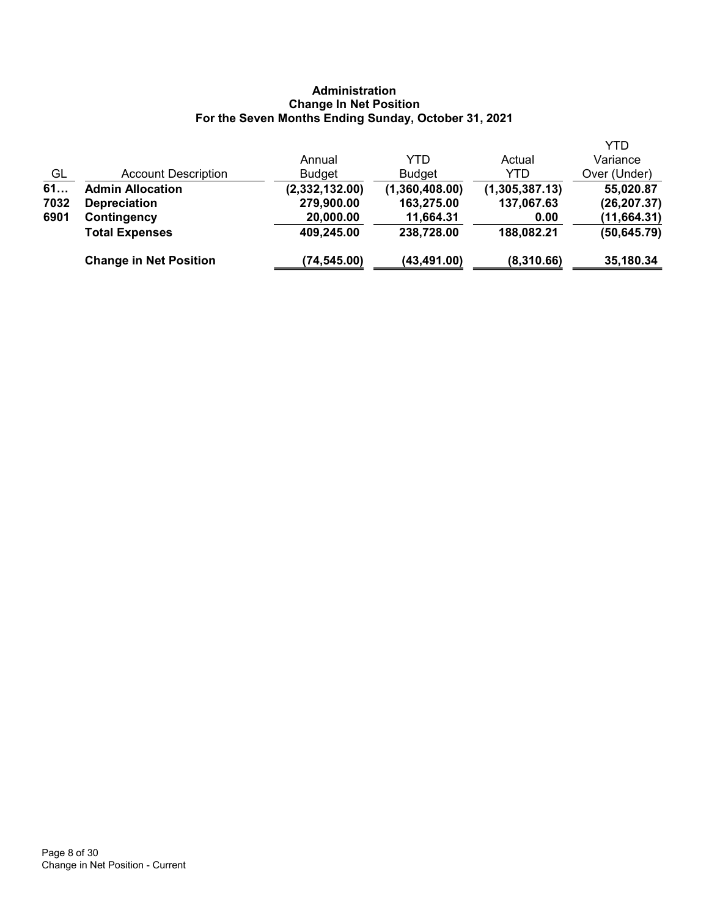**Administration**
**Change In Net Position**
**For the Seven Months Ending Sunday, October 31, 2021**

| GL | Account Description | Annual Budget | YTD Budget | Actual YTD | YTD Variance Over (Under) |
|---|---|---|---|---|---|
| **61…** | **Admin Allocation** | **(2,332,132.00)** | **(1,360,408.00)** | **(1,305,387.13)** | **55,020.87** |
| **7032** | **Depreciation** | **279,900.00** | **163,275.00** | **137,067.63** | **(26,207.37)** |
| **6901** | **Contingency** | **20,000.00** | **11,664.31** | **0.00** | **(11,664.31)** |
| | **Total Expenses** | **409,245.00** | **238,728.00** | **188,082.21** | **(50,645.79)** |
| | **Change in Net Position** | **(74,545.00)** | **(43,491.00)** | **(8,310.66)** | **35,180.34** |

Change in Net Position - Current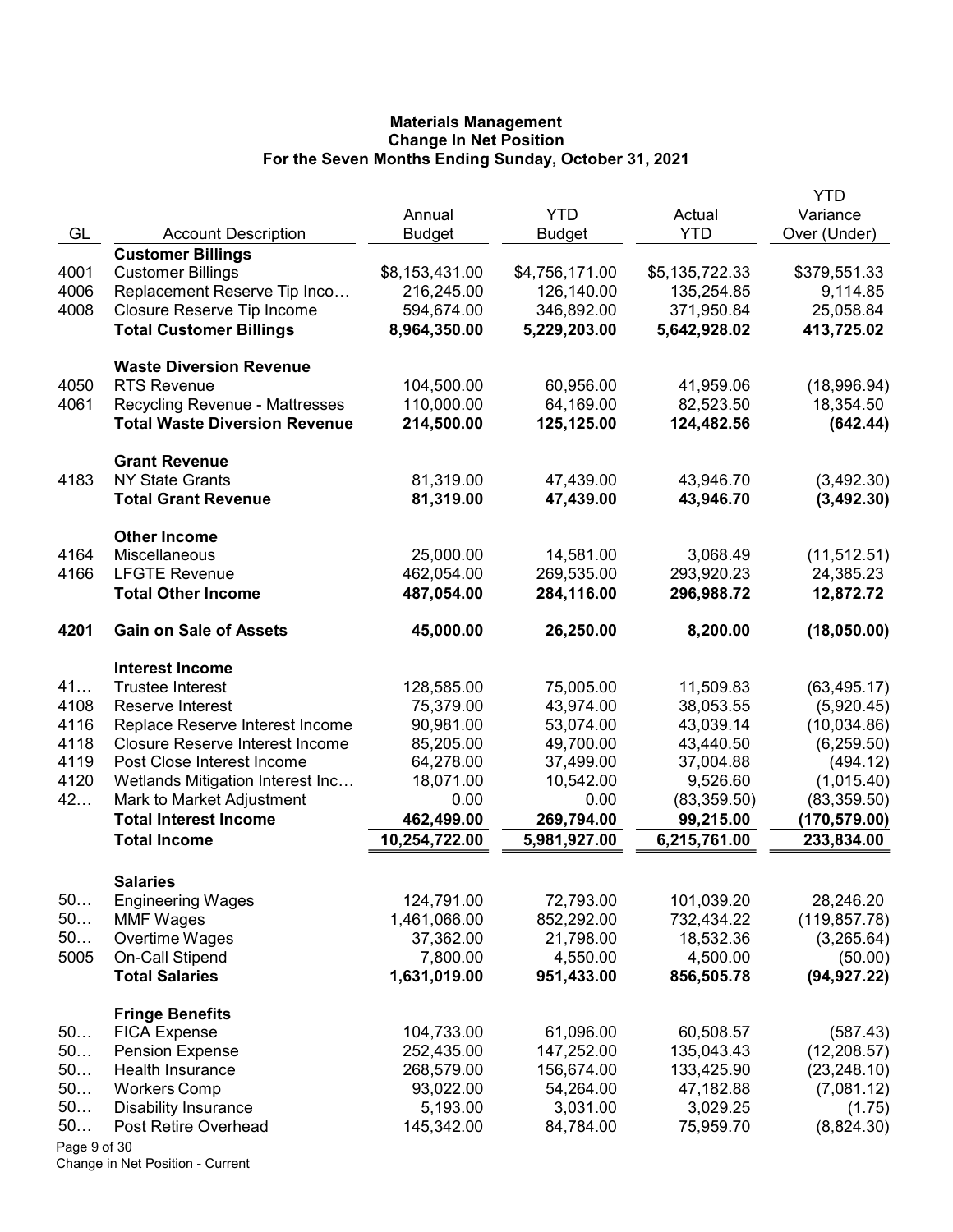**Materials Management**
**Change In Net Position**
**For the Seven Months Ending Sunday, October 31, 2021**

| GL | Account Description | Annual Budget | YTD Budget | Actual YTD | YTD Variance Over (Under) |
|---|---|---|---|---|---|
| | **Customer Billings** | | | | |
| 4001 | Customer Billings | $8,153,431.00 | $4,756,171.00 | $5,135,722.33 | $379,551.33 |
| 4006 | Replacement Reserve Tip Inco… | 216,245.00 | 126,140.00 | 135,254.85 | 9,114.85 |
| 4008 | Closure Reserve Tip Income | 594,674.00 | 346,892.00 | 371,950.84 | 25,058.84 |
| | **Total Customer Billings** | **8,964,350.00** | **5,229,203.00** | **5,642,928.02** | **413,725.02** |
| | **Waste Diversion Revenue** | | | | |
| 4050 | RTS Revenue | 104,500.00 | 60,956.00 | 41,959.06 | (18,996.94) |
| 4061 | Recycling Revenue - Mattresses | 110,000.00 | 64,169.00 | 82,523.50 | 18,354.50 |
| | **Total Waste Diversion Revenue** | **214,500.00** | **125,125.00** | **124,482.56** | **(642.44)** |
| | **Grant Revenue** | | | | |
| 4183 | NY State Grants | 81,319.00 | 47,439.00 | 43,946.70 | (3,492.30) |
| | **Total Grant Revenue** | **81,319.00** | **47,439.00** | **43,946.70** | **(3,492.30)** |
| | **Other Income** | | | | |
| 4164 | Miscellaneous | 25,000.00 | 14,581.00 | 3,068.49 | (11,512.51) |
| 4166 | LFGTE Revenue | 462,054.00 | 269,535.00 | 293,920.23 | 24,385.23 |
| | **Total Other Income** | **487,054.00** | **284,116.00** | **296,988.72** | **12,872.72** |
| **4201** | **Gain on Sale of Assets** | **45,000.00** | **26,250.00** | **8,200.00** | **(18,050.00)** |
| | **Interest Income** | | | | |
| 41… | Trustee Interest | 128,585.00 | 75,005.00 | 11,509.83 | (63,495.17) |
| 4108 | Reserve Interest | 75,379.00 | 43,974.00 | 38,053.55 | (5,920.45) |
| 4116 | Replace Reserve Interest Income | 90,981.00 | 53,074.00 | 43,039.14 | (10,034.86) |
| 4118 | Closure Reserve Interest Income | 85,205.00 | 49,700.00 | 43,440.50 | (6,259.50) |
| 4119 | Post Close Interest Income | 64,278.00 | 37,499.00 | 37,004.88 | (494.12) |
| 4120 | Wetlands Mitigation Interest Inc… | 18,071.00 | 10,542.00 | 9,526.60 | (1,015.40) |
| 42… | Mark to Market Adjustment | 0.00 | 0.00 | (83,359.50) | (83,359.50) |
| | **Total Interest Income** | **462,499.00** | **269,794.00** | **99,215.00** | **(170,579.00)** |
| | **Total Income** | **10,254,722.00** | **5,981,927.00** | **6,215,761.00** | **233,834.00** |
| | **Salaries** | | | | |
| 50… | Engineering Wages | 124,791.00 | 72,793.00 | 101,039.20 | 28,246.20 |
| 50… | MMF Wages | 1,461,066.00 | 852,292.00 | 732,434.22 | (119,857.78) |
| 50… | Overtime Wages | 37,362.00 | 21,798.00 | 18,532.36 | (3,265.64) |
| 5005 | On-Call Stipend | 7,800.00 | 4,550.00 | 4,500.00 | (50.00) |
| | **Total Salaries** | **1,631,019.00** | **951,433.00** | **856,505.78** | **(94,927.22)** |
| | **Fringe Benefits** | | | | |
| 50… | FICA Expense | 104,733.00 | 61,096.00 | 60,508.57 | (587.43) |
| 50… | Pension Expense | 252,435.00 | 147,252.00 | 135,043.43 | (12,208.57) |
| 50… | Health Insurance | 268,579.00 | 156,674.00 | 133,425.90 | (23,248.10) |
| 50… | Workers Comp | 93,022.00 | 54,264.00 | 47,182.88 | (7,081.12) |
| 50… | Disability Insurance | 5,193.00 | 3,031.00 | 3,029.25 | (1.75) |
| 50… | Post Retire Overhead | 145,342.00 | 84,784.00 | 75,959.70 | (8,824.30) |

Change in Net Position - Current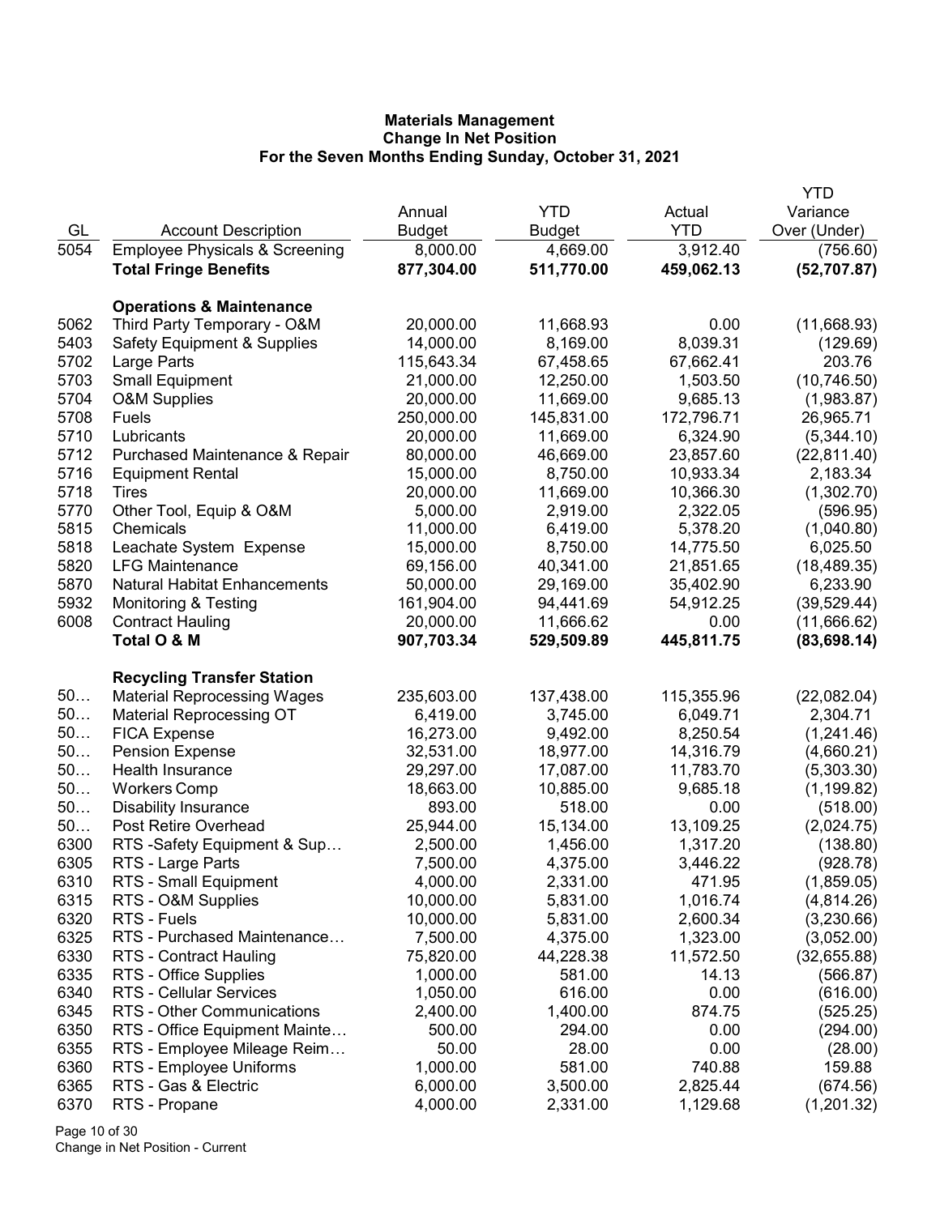**Materials Management**
**Change In Net Position**
**For the Seven Months Ending Sunday, October 31, 2021**

| GL | Account Description | Annual Budget | YTD Budget | Actual YTD | YTD Variance Over (Under) |
|---|---|---|---|---|---|
| 5054 | Employee Physicals & Screening | 8,000.00 | 4,669.00 | 3,912.40 | (756.60) |
| | **Total Fringe Benefits** | **877,304.00** | **511,770.00** | **459,062.13** | **(52,707.87)** |
| | **Operations & Maintenance** | | | | |
| 5062 | Third Party Temporary - O&M | 20,000.00 | 11,668.93 | 0.00 | (11,668.93) |
| 5403 | Safety Equipment & Supplies | 14,000.00 | 8,169.00 | 8,039.31 | (129.69) |
| 5702 | Large Parts | 115,643.34 | 67,458.65 | 67,662.41 | 203.76 |
| 5703 | Small Equipment | 21,000.00 | 12,250.00 | 1,503.50 | (10,746.50) |
| 5704 | O&M Supplies | 20,000.00 | 11,669.00 | 9,685.13 | (1,983.87) |
| 5708 | Fuels | 250,000.00 | 145,831.00 | 172,796.71 | 26,965.71 |
| 5710 | Lubricants | 20,000.00 | 11,669.00 | 6,324.90 | (5,344.10) |
| 5712 | Purchased Maintenance & Repair | 80,000.00 | 46,669.00 | 23,857.60 | (22,811.40) |
| 5716 | Equipment Rental | 15,000.00 | 8,750.00 | 10,933.34 | 2,183.34 |
| 5718 | Tires | 20,000.00 | 11,669.00 | 10,366.30 | (1,302.70) |
| 5770 | Other Tool, Equip & O&M | 5,000.00 | 2,919.00 | 2,322.05 | (596.95) |
| 5815 | Chemicals | 11,000.00 | 6,419.00 | 5,378.20 | (1,040.80) |
| 5818 | Leachate System Expense | 15,000.00 | 8,750.00 | 14,775.50 | 6,025.50 |
| 5820 | LFG Maintenance | 69,156.00 | 40,341.00 | 21,851.65 | (18,489.35) |
| 5870 | Natural Habitat Enhancements | 50,000.00 | 29,169.00 | 35,402.90 | 6,233.90 |
| 5932 | Monitoring & Testing | 161,904.00 | 94,441.69 | 54,912.25 | (39,529.44) |
| 6008 | Contract Hauling | 20,000.00 | 11,666.62 | 0.00 | (11,666.62) |
| | **Total O & M** | **907,703.34** | **529,509.89** | **445,811.75** | **(83,698.14)** |
| | **Recycling Transfer Station** | | | | |
| 50… | Material Reprocessing Wages | 235,603.00 | 137,438.00 | 115,355.96 | (22,082.04) |
| 50… | Material Reprocessing OT | 6,419.00 | 3,745.00 | 6,049.71 | 2,304.71 |
| 50… | FICA Expense | 16,273.00 | 9,492.00 | 8,250.54 | (1,241.46) |
| 50… | Pension Expense | 32,531.00 | 18,977.00 | 14,316.79 | (4,660.21) |
| 50… | Health Insurance | 29,297.00 | 17,087.00 | 11,783.70 | (5,303.30) |
| 50… | Workers Comp | 18,663.00 | 10,885.00 | 9,685.18 | (1,199.82) |
| 50… | Disability Insurance | 893.00 | 518.00 | 0.00 | (518.00) |
| 50… | Post Retire Overhead | 25,944.00 | 15,134.00 | 13,109.25 | (2,024.75) |
| 6300 | RTS -Safety Equipment & Sup… | 2,500.00 | 1,456.00 | 1,317.20 | (138.80) |
| 6305 | RTS - Large Parts | 7,500.00 | 4,375.00 | 3,446.22 | (928.78) |
| 6310 | RTS - Small Equipment | 4,000.00 | 2,331.00 | 471.95 | (1,859.05) |
| 6315 | RTS - O&M Supplies | 10,000.00 | 5,831.00 | 1,016.74 | (4,814.26) |
| 6320 | RTS - Fuels | 10,000.00 | 5,831.00 | 2,600.34 | (3,230.66) |
| 6325 | RTS - Purchased Maintenance… | 7,500.00 | 4,375.00 | 1,323.00 | (3,052.00) |
| 6330 | RTS - Contract Hauling | 75,820.00 | 44,228.38 | 11,572.50 | (32,655.88) |
| 6335 | RTS - Office Supplies | 1,000.00 | 581.00 | 14.13 | (566.87) |
| 6340 | RTS - Cellular Services | 1,050.00 | 616.00 | 0.00 | (616.00) |
| 6345 | RTS - Other Communications | 2,400.00 | 1,400.00 | 874.75 | (525.25) |
| 6350 | RTS - Office Equipment Mainte… | 500.00 | 294.00 | 0.00 | (294.00) |
| 6355 | RTS - Employee Mileage Reim… | 50.00 | 28.00 | 0.00 | (28.00) |
| 6360 | RTS - Employee Uniforms | 1,000.00 | 581.00 | 740.88 | 159.88 |
| 6365 | RTS - Gas & Electric | 6,000.00 | 3,500.00 | 2,825.44 | (674.56) |
| 6370 | RTS - Propane | 4,000.00 | 2,331.00 | 1,129.68 | (1,201.32) |

Change in Net Position - Current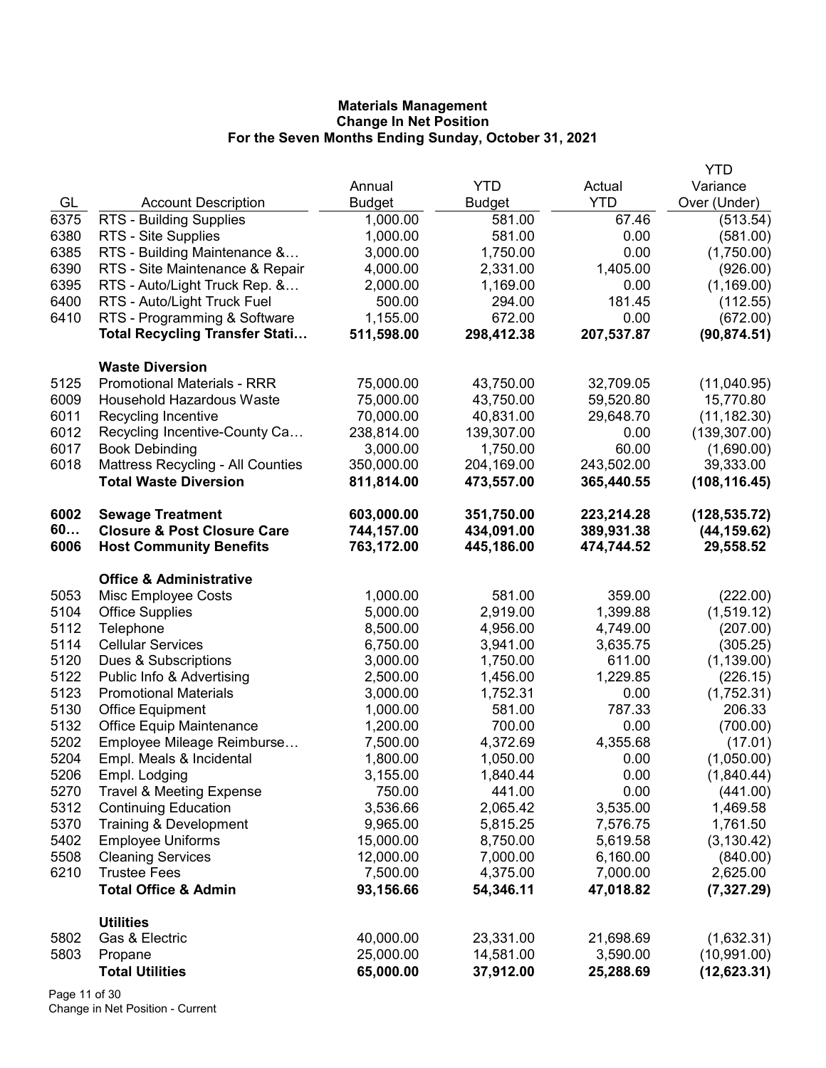# Materials Management
## Change In Net Position
### For the Seven Months Ending Sunday, October 31, 2021

| GL | Account Description | Annual Budget | YTD Budget | Actual YTD | YTD Variance Over (Under) |
|---|---|---|---|---|---|
| 6375 | RTS - Building Supplies | 1,000.00 | 581.00 | 67.46 | (513.54) |
| 6380 | RTS - Site Supplies | 1,000.00 | 581.00 | 0.00 | (581.00) |
| 6385 | RTS - Building Maintenance &… | 3,000.00 | 1,750.00 | 0.00 | (1,750.00) |
| 6390 | RTS - Site Maintenance & Repair | 4,000.00 | 2,331.00 | 1,405.00 | (926.00) |
| 6395 | RTS - Auto/Light Truck Rep. &… | 2,000.00 | 1,169.00 | 0.00 | (1,169.00) |
| 6400 | RTS - Auto/Light Truck Fuel | 500.00 | 294.00 | 181.45 | (112.55) |
| 6410 | RTS - Programming & Software | 1,155.00 | 672.00 | 0.00 | (672.00) |
| | **Total Recycling Transfer Stati…** | **511,598.00** | **298,412.38** | **207,537.87** | **(90,874.51)** |
| | **Waste Diversion** | | | | |
| 5125 | Promotional Materials - RRR | 75,000.00 | 43,750.00 | 32,709.05 | (11,040.95) |
| 6009 | Household Hazardous Waste | 75,000.00 | 43,750.00 | 59,520.80 | 15,770.80 |
| 6011 | Recycling Incentive | 70,000.00 | 40,831.00 | 29,648.70 | (11,182.30) |
| 6012 | Recycling Incentive-County Ca… | 238,814.00 | 139,307.00 | 0.00 | (139,307.00) |
| 6017 | Book Debinding | 3,000.00 | 1,750.00 | 60.00 | (1,690.00) |
| 6018 | Mattress Recycling - All Counties | 350,000.00 | 204,169.00 | 243,502.00 | 39,333.00 |
| | **Total Waste Diversion** | **811,814.00** | **473,557.00** | **365,440.55** | **(108,116.45)** |
| **6002** | **Sewage Treatment** | **603,000.00** | **351,750.00** | **223,214.28** | **(128,535.72)** |
| **60…** | **Closure & Post Closure Care** | **744,157.00** | **434,091.00** | **389,931.38** | **(44,159.62)** |
| **6006** | **Host Community Benefits** | **763,172.00** | **445,186.00** | **474,744.52** | **29,558.52** |
| | **Office & Administrative** | | | | |
| 5053 | Misc Employee Costs | 1,000.00 | 581.00 | 359.00 | (222.00) |
| 5104 | Office Supplies | 5,000.00 | 2,919.00 | 1,399.88 | (1,519.12) |
| 5112 | Telephone | 8,500.00 | 4,956.00 | 4,749.00 | (207.00) |
| 5114 | Cellular Services | 6,750.00 | 3,941.00 | 3,635.75 | (305.25) |
| 5120 | Dues & Subscriptions | 3,000.00 | 1,750.00 | 611.00 | (1,139.00) |
| 5122 | Public Info & Advertising | 2,500.00 | 1,456.00 | 1,229.85 | (226.15) |
| 5123 | Promotional Materials | 3,000.00 | 1,752.31 | 0.00 | (1,752.31) |
| 5130 | Office Equipment | 1,000.00 | 581.00 | 787.33 | 206.33 |
| 5132 | Office Equip Maintenance | 1,200.00 | 700.00 | 0.00 | (700.00) |
| 5202 | Employee Mileage Reimburse… | 7,500.00 | 4,372.69 | 4,355.68 | (17.01) |
| 5204 | Empl. Meals & Incidental | 1,800.00 | 1,050.00 | 0.00 | (1,050.00) |
| 5206 | Empl. Lodging | 3,155.00 | 1,840.44 | 0.00 | (1,840.44) |
| 5270 | Travel & Meeting Expense | 750.00 | 441.00 | 0.00 | (441.00) |
| 5312 | Continuing Education | 3,536.66 | 2,065.42 | 3,535.00 | 1,469.58 |
| 5370 | Training & Development | 9,965.00 | 5,815.25 | 7,576.75 | 1,761.50 |
| 5402 | Employee Uniforms | 15,000.00 | 8,750.00 | 5,619.58 | (3,130.42) |
| 5508 | Cleaning Services | 12,000.00 | 7,000.00 | 6,160.00 | (840.00) |
| 6210 | Trustee Fees | 7,500.00 | 4,375.00 | 7,000.00 | 2,625.00 |
| | **Total Office & Admin** | **93,156.66** | **54,346.11** | **47,018.82** | **(7,327.29)** |
| | **Utilities** | | | | |
| 5802 | Gas & Electric | 40,000.00 | 23,331.00 | 21,698.69 | (1,632.31) |
| 5803 | Propane | 25,000.00 | 14,581.00 | 3,590.00 | (10,991.00) |
| | **Total Utilities** | **65,000.00** | **37,912.00** | **25,288.69** | **(12,623.31)** |

Change in Net Position - Current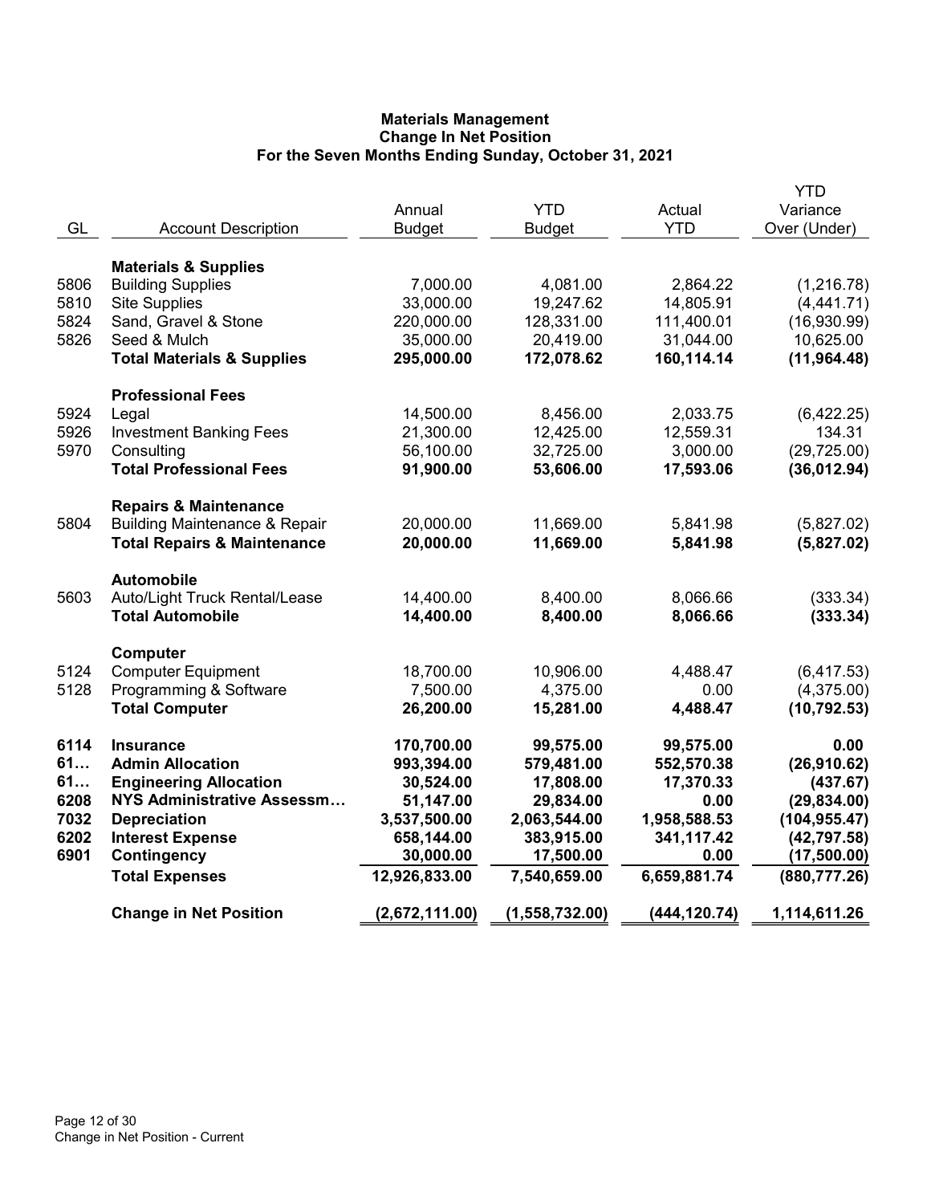# Materials Management
## Change In Net Position
### For the Seven Months Ending Sunday, October 31, 2021

| GL | Account Description | Annual Budget | YTD Budget | Actual YTD | YTD Variance Over (Under) |
|---|---|---|---|---|---|
| | **Materials & Supplies** | | | | |
| 5806 | Building Supplies | 7,000.00 | 4,081.00 | 2,864.22 | (1,216.78) |
| 5810 | Site Supplies | 33,000.00 | 19,247.62 | 14,805.91 | (4,441.71) |
| 5824 | Sand, Gravel & Stone | 220,000.00 | 128,331.00 | 111,400.01 | (16,930.99) |
| 5826 | Seed & Mulch | 35,000.00 | 20,419.00 | 31,044.00 | 10,625.00 |
| | **Total Materials & Supplies** | **295,000.00** | **172,078.62** | **160,114.14** | **(11,964.48)** |
| | **Professional Fees** | | | | |
| 5924 | Legal | 14,500.00 | 8,456.00 | 2,033.75 | (6,422.25) |
| 5926 | Investment Banking Fees | 21,300.00 | 12,425.00 | 12,559.31 | 134.31 |
| 5970 | Consulting | 56,100.00 | 32,725.00 | 3,000.00 | (29,725.00) |
| | **Total Professional Fees** | **91,900.00** | **53,606.00** | **17,593.06** | **(36,012.94)** |
| | **Repairs & Maintenance** | | | | |
| 5804 | Building Maintenance & Repair | 20,000.00 | 11,669.00 | 5,841.98 | (5,827.02) |
| | **Total Repairs & Maintenance** | **20,000.00** | **11,669.00** | **5,841.98** | **(5,827.02)** |
| | **Automobile** | | | | |
| 5603 | Auto/Light Truck Rental/Lease | 14,400.00 | 8,400.00 | 8,066.66 | (333.34) |
| | **Total Automobile** | **14,400.00** | **8,400.00** | **8,066.66** | **(333.34)** |
| | **Computer** | | | | |
| 5124 | Computer Equipment | 18,700.00 | 10,906.00 | 4,488.47 | (6,417.53) |
| 5128 | Programming & Software | 7,500.00 | 4,375.00 | 0.00 | (4,375.00) |
| | **Total Computer** | **26,200.00** | **15,281.00** | **4,488.47** | **(10,792.53)** |
| **6114** | **Insurance** | **170,700.00** | **99,575.00** | **99,575.00** | **0.00** |
| **61…** | **Admin Allocation** | **993,394.00** | **579,481.00** | **552,570.38** | **(26,910.62)** |
| **61…** | **Engineering Allocation** | **30,524.00** | **17,808.00** | **17,370.33** | **(437.67)** |
| **6208** | **NYS Administrative Assessm…** | **51,147.00** | **29,834.00** | **0.00** | **(29,834.00)** |
| **7032** | **Depreciation** | **3,537,500.00** | **2,063,544.00** | **1,958,588.53** | **(104,955.47)** |
| **6202** | **Interest Expense** | **658,144.00** | **383,915.00** | **341,117.42** | **(42,797.58)** |
| **6901** | **Contingency** | **30,000.00** | **17,500.00** | **0.00** | **(17,500.00)** |
| | **Total Expenses** | **12,926,833.00** | **7,540,659.00** | **6,659,881.74** | **(880,777.26)** |
| | **Change in Net Position** | **(2,672,111.00)** | **(1,558,732.00)** | **(444,120.74)** | **1,114,611.26** |

Change in Net Position - Current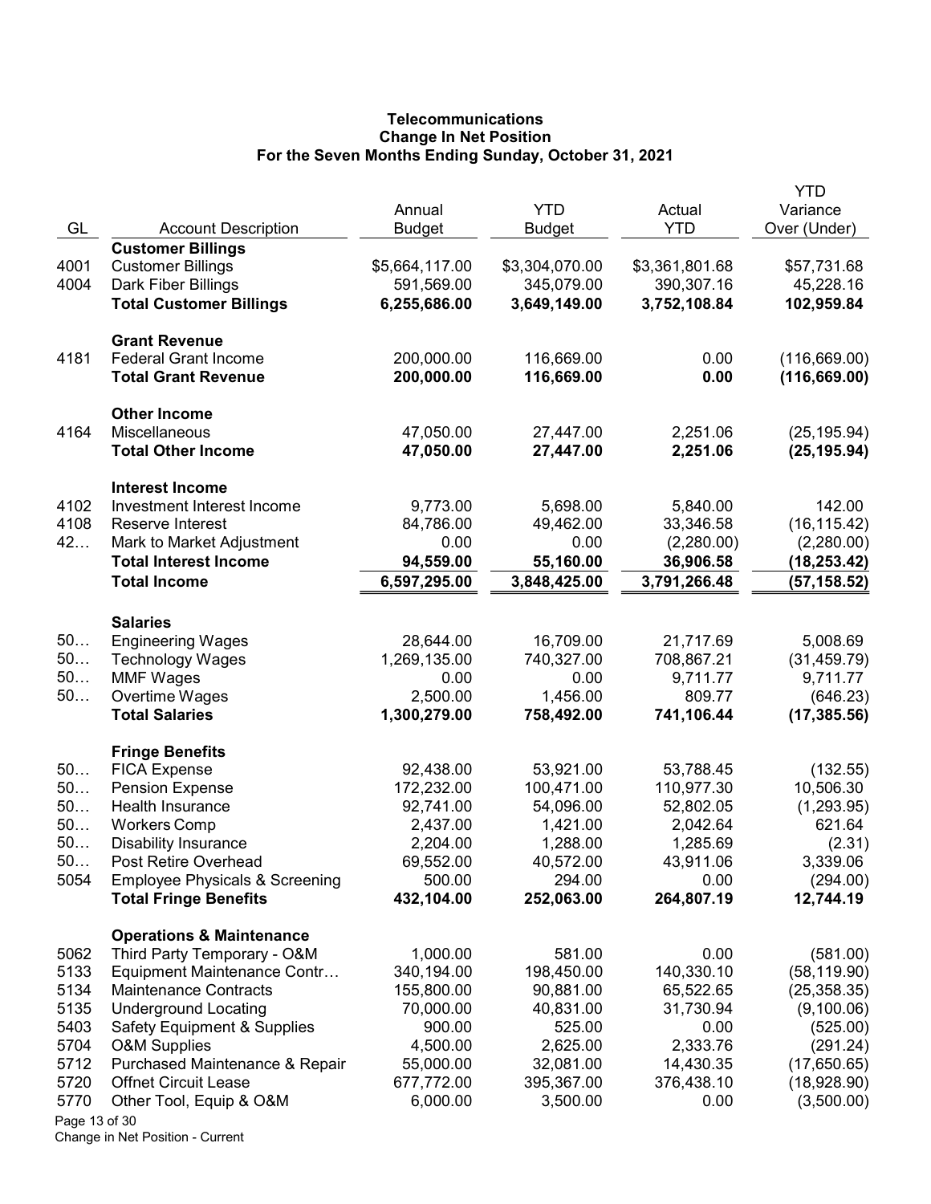**Telecommunications**
**Change In Net Position**
**For the Seven Months Ending Sunday, October 31, 2021**

| GL | Account Description | Annual Budget | YTD Budget | Actual YTD | YTD Variance Over (Under) |
|---|---|---|---|---|---|
| | **Customer Billings** | | | | |
| 4001 | Customer Billings | $5,664,117.00 | $3,304,070.00 | $3,361,801.68 | $57,731.68 |
| 4004 | Dark Fiber Billings | 591,569.00 | 345,079.00 | 390,307.16 | 45,228.16 |
| | **Total Customer Billings** | **6,255,686.00** | **3,649,149.00** | **3,752,108.84** | **102,959.84** |
| | **Grant Revenue** | | | | |
| 4181 | Federal Grant Income | 200,000.00 | 116,669.00 | 0.00 | (116,669.00) |
| | **Total Grant Revenue** | **200,000.00** | **116,669.00** | **0.00** | **(116,669.00)** |
| | **Other Income** | | | | |
| 4164 | Miscellaneous | 47,050.00 | 27,447.00 | 2,251.06 | (25,195.94) |
| | **Total Other Income** | **47,050.00** | **27,447.00** | **2,251.06** | **(25,195.94)** |
| | **Interest Income** | | | | |
| 4102 | Investment Interest Income | 9,773.00 | 5,698.00 | 5,840.00 | 142.00 |
| 4108 | Reserve Interest | 84,786.00 | 49,462.00 | 33,346.58 | (16,115.42) |
| 42… | Mark to Market Adjustment | 0.00 | 0.00 | (2,280.00) | (2,280.00) |
| | **Total Interest Income** | **94,559.00** | **55,160.00** | **36,906.58** | **(18,253.42)** |
| | **Total Income** | **6,597,295.00** | **3,848,425.00** | **3,791,266.48** | **(57,158.52)** |
| | **Salaries** | | | | |
| 50… | Engineering Wages | 28,644.00 | 16,709.00 | 21,717.69 | 5,008.69 |
| 50… | Technology Wages | 1,269,135.00 | 740,327.00 | 708,867.21 | (31,459.79) |
| 50… | MMF Wages | 0.00 | 0.00 | 9,711.77 | 9,711.77 |
| 50… | Overtime Wages | 2,500.00 | 1,456.00 | 809.77 | (646.23) |
| | **Total Salaries** | **1,300,279.00** | **758,492.00** | **741,106.44** | **(17,385.56)** |
| | **Fringe Benefits** | | | | |
| 50… | FICA Expense | 92,438.00 | 53,921.00 | 53,788.45 | (132.55) |
| 50… | Pension Expense | 172,232.00 | 100,471.00 | 110,977.30 | 10,506.30 |
| 50… | Health Insurance | 92,741.00 | 54,096.00 | 52,802.05 | (1,293.95) |
| 50… | Workers Comp | 2,437.00 | 1,421.00 | 2,042.64 | 621.64 |
| 50… | Disability Insurance | 2,204.00 | 1,288.00 | 1,285.69 | (2.31) |
| 50… | Post Retire Overhead | 69,552.00 | 40,572.00 | 43,911.06 | 3,339.06 |
| 5054 | Employee Physicals & Screening | 500.00 | 294.00 | 0.00 | (294.00) |
| | **Total Fringe Benefits** | **432,104.00** | **252,063.00** | **264,807.19** | **12,744.19** |
| | **Operations & Maintenance** | | | | |
| 5062 | Third Party Temporary - O&M | 1,000.00 | 581.00 | 0.00 | (581.00) |
| 5133 | Equipment Maintenance Contr… | 340,194.00 | 198,450.00 | 140,330.10 | (58,119.90) |
| 5134 | Maintenance Contracts | 155,800.00 | 90,881.00 | 65,522.65 | (25,358.35) |
| 5135 | Underground Locating | 70,000.00 | 40,831.00 | 31,730.94 | (9,100.06) |
| 5403 | Safety Equipment & Supplies | 900.00 | 525.00 | 0.00 | (525.00) |
| 5704 | O&M Supplies | 4,500.00 | 2,625.00 | 2,333.76 | (291.24) |
| 5712 | Purchased Maintenance & Repair | 55,000.00 | 32,081.00 | 14,430.35 | (17,650.65) |
| 5720 | Offnet Circuit Lease | 677,772.00 | 395,367.00 | 376,438.10 | (18,928.90) |
| 5770 | Other Tool, Equip & O&M | 6,000.00 | 3,500.00 | 0.00 | (3,500.00) |

Change in Net Position - Current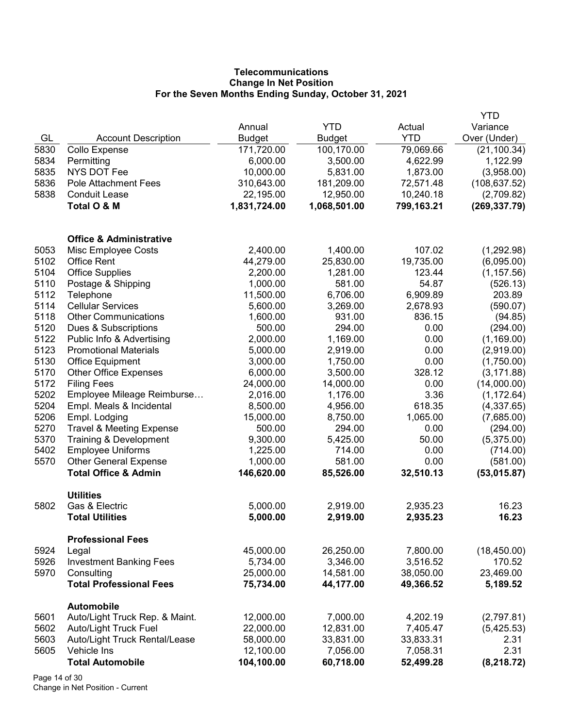**Telecommunications**
**Change In Net Position**
**For the Seven Months Ending Sunday, October 31, 2021**

| GL | Account Description | Annual Budget | YTD Budget | Actual YTD | YTD Variance Over (Under) |
|---|---|---|---|---|---|
| 5830 | Collo Expense | 171,720.00 | 100,170.00 | 79,069.66 | (21,100.34) |
| 5834 | Permitting | 6,000.00 | 3,500.00 | 4,622.99 | 1,122.99 |
| 5835 | NYS DOT Fee | 10,000.00 | 5,831.00 | 1,873.00 | (3,958.00) |
| 5836 | Pole Attachment Fees | 310,643.00 | 181,209.00 | 72,571.48 | (108,637.52) |
| 5838 | Conduit Lease | 22,195.00 | 12,950.00 | 10,240.18 | (2,709.82) |
| | **Total O & M** | **1,831,724.00** | **1,068,501.00** | **799,163.21** | **(269,337.79)** |
| | | | | | |
| | **Office & Administrative** | | | | |
| 5053 | Misc Employee Costs | 2,400.00 | 1,400.00 | 107.02 | (1,292.98) |
| 5102 | Office Rent | 44,279.00 | 25,830.00 | 19,735.00 | (6,095.00) |
| 5104 | Office Supplies | 2,200.00 | 1,281.00 | 123.44 | (1,157.56) |
| 5110 | Postage & Shipping | 1,000.00 | 581.00 | 54.87 | (526.13) |
| 5112 | Telephone | 11,500.00 | 6,706.00 | 6,909.89 | 203.89 |
| 5114 | Cellular Services | 5,600.00 | 3,269.00 | 2,678.93 | (590.07) |
| 5118 | Other Communications | 1,600.00 | 931.00 | 836.15 | (94.85) |
| 5120 | Dues & Subscriptions | 500.00 | 294.00 | 0.00 | (294.00) |
| 5122 | Public Info & Advertising | 2,000.00 | 1,169.00 | 0.00 | (1,169.00) |
| 5123 | Promotional Materials | 5,000.00 | 2,919.00 | 0.00 | (2,919.00) |
| 5130 | Office Equipment | 3,000.00 | 1,750.00 | 0.00 | (1,750.00) |
| 5170 | Other Office Expenses | 6,000.00 | 3,500.00 | 328.12 | (3,171.88) |
| 5172 | Filing Fees | 24,000.00 | 14,000.00 | 0.00 | (14,000.00) |
| 5202 | Employee Mileage Reimburse… | 2,016.00 | 1,176.00 | 3.36 | (1,172.64) |
| 5204 | Empl. Meals & Incidental | 8,500.00 | 4,956.00 | 618.35 | (4,337.65) |
| 5206 | Empl. Lodging | 15,000.00 | 8,750.00 | 1,065.00 | (7,685.00) |
| 5270 | Travel & Meeting Expense | 500.00 | 294.00 | 0.00 | (294.00) |
| 5370 | Training & Development | 9,300.00 | 5,425.00 | 50.00 | (5,375.00) |
| 5402 | Employee Uniforms | 1,225.00 | 714.00 | 0.00 | (714.00) |
| 5570 | Other General Expense | 1,000.00 | 581.00 | 0.00 | (581.00) |
| | **Total Office & Admin** | **146,620.00** | **85,526.00** | **32,510.13** | **(53,015.87)** |
| | | | | | |
| | **Utilities** | | | | |
| 5802 | Gas & Electric | 5,000.00 | 2,919.00 | 2,935.23 | 16.23 |
| | **Total Utilities** | **5,000.00** | **2,919.00** | **2,935.23** | **16.23** |
| | | | | | |
| | **Professional Fees** | | | | |
| 5924 | Legal | 45,000.00 | 26,250.00 | 7,800.00 | (18,450.00) |
| 5926 | Investment Banking Fees | 5,734.00 | 3,346.00 | 3,516.52 | 170.52 |
| 5970 | Consulting | 25,000.00 | 14,581.00 | 38,050.00 | 23,469.00 |
| | **Total Professional Fees** | **75,734.00** | **44,177.00** | **49,366.52** | **5,189.52** |
| | | | | | |
| | **Automobile** | | | | |
| 5601 | Auto/Light Truck Rep. & Maint. | 12,000.00 | 7,000.00 | 4,202.19 | (2,797.81) |
| 5602 | Auto/Light Truck Fuel | 22,000.00 | 12,831.00 | 7,405.47 | (5,425.53) |
| 5603 | Auto/Light Truck Rental/Lease | 58,000.00 | 33,831.00 | 33,833.31 | 2.31 |
| 5605 | Vehicle Ins | 12,100.00 | 7,056.00 | 7,058.31 | 2.31 |
| | **Total Automobile** | **104,100.00** | **60,718.00** | **52,499.28** | **(8,218.72)** |

Change in Net Position - Current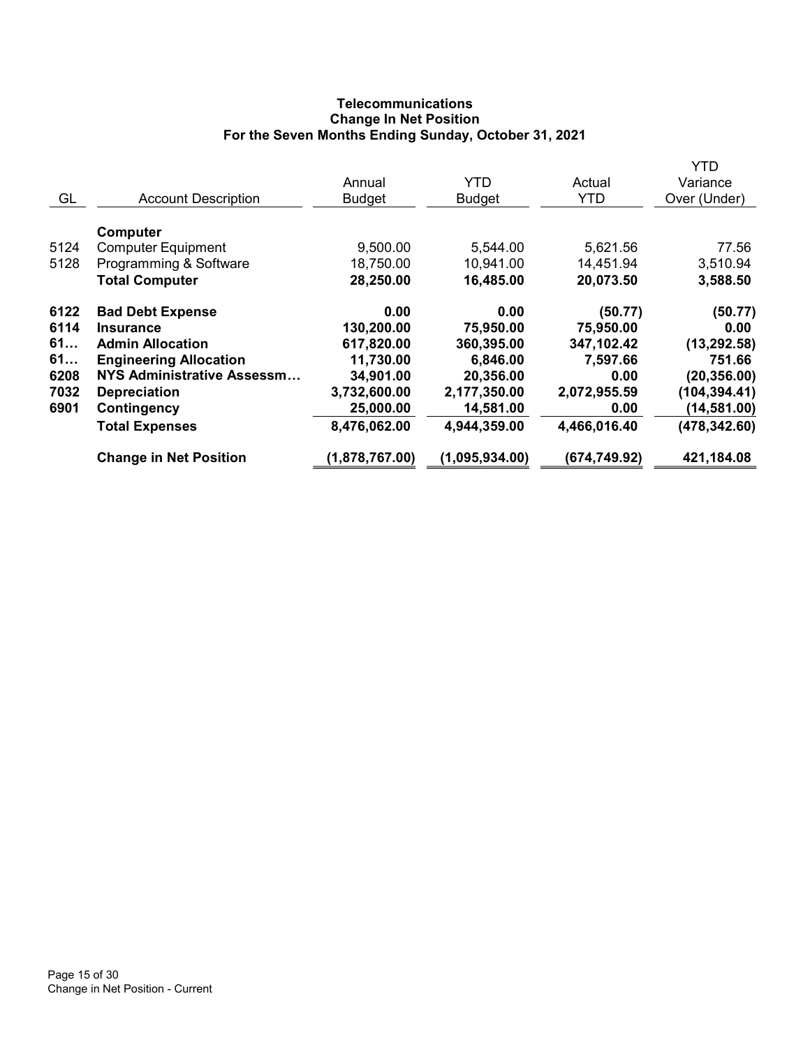# Telecommunications
## Change In Net Position
### For the Seven Months Ending Sunday, October 31, 2021

| GL | Account Description | Annual Budget | YTD Budget | Actual YTD | YTD Variance Over (Under) |
|---|---|---|---|---|---|
| | **Computer** | | | | |
| 5124 | Computer Equipment | 9,500.00 | 5,544.00 | 5,621.56 | 77.56 |
| 5128 | Programming & Software | 18,750.00 | 10,941.00 | 14,451.94 | 3,510.94 |
| | **Total Computer** | **28,250.00** | **16,485.00** | **20,073.50** | **3,588.50** |
| **6122** | **Bad Debt Expense** | **0.00** | **0.00** | **(50.77)** | **(50.77)** |
| **6114** | **Insurance** | **130,200.00** | **75,950.00** | **75,950.00** | **0.00** |
| **61…** | **Admin Allocation** | **617,820.00** | **360,395.00** | **347,102.42** | **(13,292.58)** |
| **61…** | **Engineering Allocation** | **11,730.00** | **6,846.00** | **7,597.66** | **751.66** |
| **6208** | **NYS Administrative Assessm…** | **34,901.00** | **20,356.00** | **0.00** | **(20,356.00)** |
| **7032** | **Depreciation** | **3,732,600.00** | **2,177,350.00** | **2,072,955.59** | **(104,394.41)** |
| **6901** | **Contingency** | **25,000.00** | **14,581.00** | **0.00** | **(14,581.00)** |
| | **Total Expenses** | **8,476,062.00** | **4,944,359.00** | **4,466,016.40** | **(478,342.60)** |
| | **Change in Net Position** | **(1,878,767.00)** | **(1,095,934.00)** | **(674,749.92)** | **421,184.08** |

Change in Net Position - Current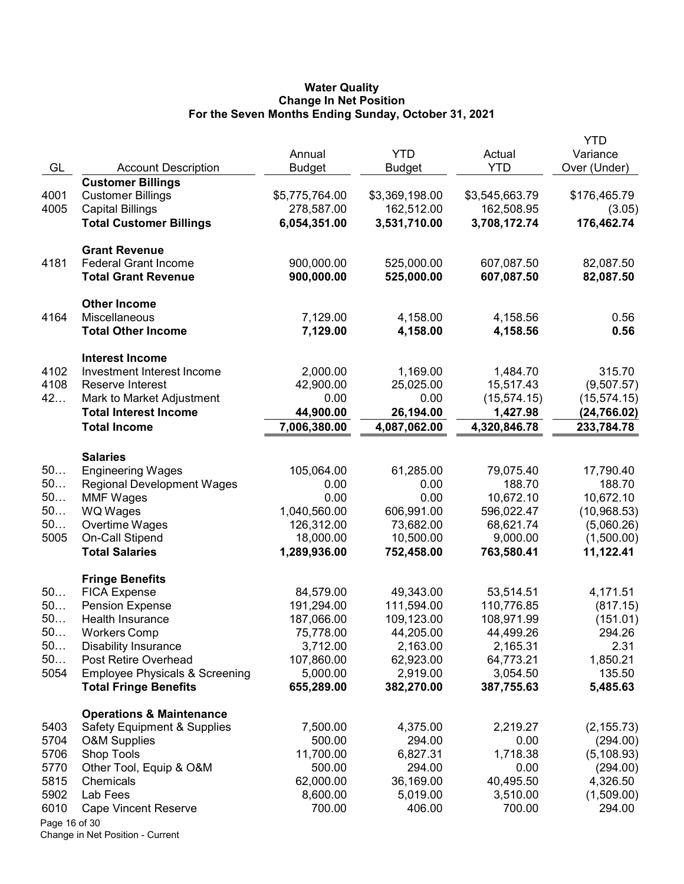# Water Quality
## Change In Net Position
### For the Seven Months Ending Sunday, October 31, 2021

| GL | Account Description | Annual Budget | YTD Budget | Actual YTD | YTD Variance Over (Under) |
|---|---|---|---|---|---|
| | **Customer Billings** | | | | |
| 4001 | Customer Billings | $5,775,764.00 | $3,369,198.00 | $3,545,663.79 | $176,465.79 |
| 4005 | Capital Billings | 278,587.00 | 162,512.00 | 162,508.95 | (3.05) |
| | **Total Customer Billings** | **6,054,351.00** | **3,531,710.00** | **3,708,172.74** | **176,462.74** |
| | **Grant Revenue** | | | | |
| 4181 | Federal Grant Income | 900,000.00 | 525,000.00 | 607,087.50 | 82,087.50 |
| | **Total Grant Revenue** | **900,000.00** | **525,000.00** | **607,087.50** | **82,087.50** |
| | **Other Income** | | | | |
| 4164 | Miscellaneous | 7,129.00 | 4,158.00 | 4,158.56 | 0.56 |
| | **Total Other Income** | **7,129.00** | **4,158.00** | **4,158.56** | **0.56** |
| | **Interest Income** | | | | |
| 4102 | Investment Interest Income | 2,000.00 | 1,169.00 | 1,484.70 | 315.70 |
| 4108 | Reserve Interest | 42,900.00 | 25,025.00 | 15,517.43 | (9,507.57) |
| 42… | Mark to Market Adjustment | 0.00 | 0.00 | (15,574.15) | (15,574.15) |
| | **Total Interest Income** | **44,900.00** | **26,194.00** | **1,427.98** | **(24,766.02)** |
| | **Total Income** | **7,006,380.00** | **4,087,062.00** | **4,320,846.78** | **233,784.78** |
| | **Salaries** | | | | |
| 50… | Engineering Wages | 105,064.00 | 61,285.00 | 79,075.40 | 17,790.40 |
| 50… | Regional Development Wages | 0.00 | 0.00 | 188.70 | 188.70 |
| 50… | MMF Wages | 0.00 | 0.00 | 10,672.10 | 10,672.10 |
| 50… | WQ Wages | 1,040,560.00 | 606,991.00 | 596,022.47 | (10,968.53) |
| 50… | Overtime Wages | 126,312.00 | 73,682.00 | 68,621.74 | (5,060.26) |
| 5005 | On-Call Stipend | 18,000.00 | 10,500.00 | 9,000.00 | (1,500.00) |
| | **Total Salaries** | **1,289,936.00** | **752,458.00** | **763,580.41** | **11,122.41** |
| | **Fringe Benefits** | | | | |
| 50… | FICA Expense | 84,579.00 | 49,343.00 | 53,514.51 | 4,171.51 |
| 50… | Pension Expense | 191,294.00 | 111,594.00 | 110,776.85 | (817.15) |
| 50… | Health Insurance | 187,066.00 | 109,123.00 | 108,971.99 | (151.01) |
| 50… | Workers Comp | 75,778.00 | 44,205.00 | 44,499.26 | 294.26 |
| 50… | Disability Insurance | 3,712.00 | 2,163.00 | 2,165.31 | 2.31 |
| 50… | Post Retire Overhead | 107,860.00 | 62,923.00 | 64,773.21 | 1,850.21 |
| 5054 | Employee Physicals & Screening | 5,000.00 | 2,919.00 | 3,054.50 | 135.50 |
| | **Total Fringe Benefits** | **655,289.00** | **382,270.00** | **387,755.63** | **5,485.63** |
| | **Operations & Maintenance** | | | | |
| 5403 | Safety Equipment & Supplies | 7,500.00 | 4,375.00 | 2,219.27 | (2,155.73) |
| 5704 | O&M Supplies | 500.00 | 294.00 | 0.00 | (294.00) |
| 5706 | Shop Tools | 11,700.00 | 6,827.31 | 1,718.38 | (5,108.93) |
| 5770 | Other Tool, Equip & O&M | 500.00 | 294.00 | 0.00 | (294.00) |
| 5815 | Chemicals | 62,000.00 | 36,169.00 | 40,495.50 | 4,326.50 |
| 5902 | Lab Fees | 8,600.00 | 5,019.00 | 3,510.00 | (1,509.00) |
| 6010 | Cape Vincent Reserve | 700.00 | 406.00 | 700.00 | 294.00 |

Change in Net Position - Current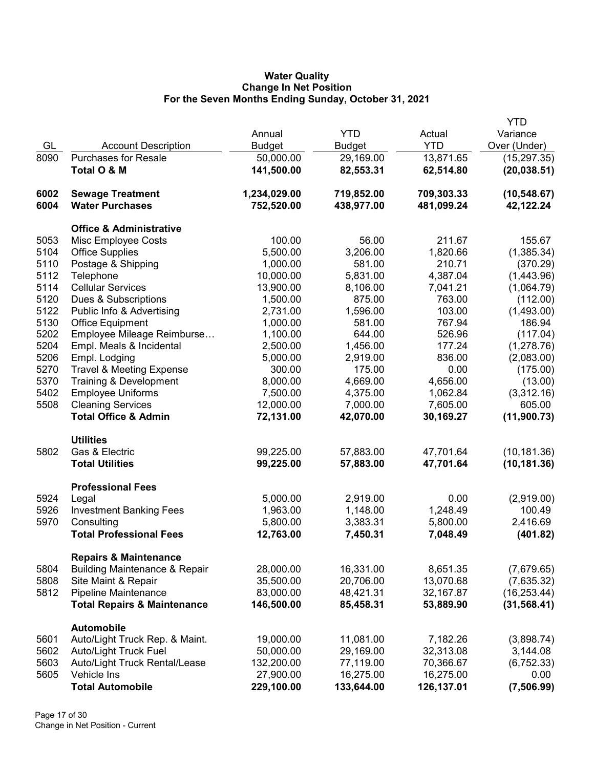# Water Quality
## Change In Net Position
### For the Seven Months Ending Sunday, October 31, 2021

| GL | Account Description | Annual Budget | YTD Budget | Actual YTD | YTD Variance Over (Under) |
|---|---|---|---|---|---|
| 8090 | Purchases for Resale | 50,000.00 | 29,169.00 | 13,871.65 | (15,297.35) |
| | **Total O & M** | **141,500.00** | **82,553.31** | **62,514.80** | **(20,038.51)** |
| | | | | | |
| **6002** | **Sewage Treatment** | **1,234,029.00** | **719,852.00** | **709,303.33** | **(10,548.67)** |
| **6004** | **Water Purchases** | **752,520.00** | **438,977.00** | **481,099.24** | **42,122.24** |
| | | | | | |
| | **Office & Administrative** | | | | |
| 5053 | Misc Employee Costs | 100.00 | 56.00 | 211.67 | 155.67 |
| 5104 | Office Supplies | 5,500.00 | 3,206.00 | 1,820.66 | (1,385.34) |
| 5110 | Postage & Shipping | 1,000.00 | 581.00 | 210.71 | (370.29) |
| 5112 | Telephone | 10,000.00 | 5,831.00 | 4,387.04 | (1,443.96) |
| 5114 | Cellular Services | 13,900.00 | 8,106.00 | 7,041.21 | (1,064.79) |
| 5120 | Dues & Subscriptions | 1,500.00 | 875.00 | 763.00 | (112.00) |
| 5122 | Public Info & Advertising | 2,731.00 | 1,596.00 | 103.00 | (1,493.00) |
| 5130 | Office Equipment | 1,000.00 | 581.00 | 767.94 | 186.94 |
| 5202 | Employee Mileage Reimburse… | 1,100.00 | 644.00 | 526.96 | (117.04) |
| 5204 | Empl. Meals & Incidental | 2,500.00 | 1,456.00 | 177.24 | (1,278.76) |
| 5206 | Empl. Lodging | 5,000.00 | 2,919.00 | 836.00 | (2,083.00) |
| 5270 | Travel & Meeting Expense | 300.00 | 175.00 | 0.00 | (175.00) |
| 5370 | Training & Development | 8,000.00 | 4,669.00 | 4,656.00 | (13.00) |
| 5402 | Employee Uniforms | 7,500.00 | 4,375.00 | 1,062.84 | (3,312.16) |
| 5508 | Cleaning Services | 12,000.00 | 7,000.00 | 7,605.00 | 605.00 |
| | **Total Office & Admin** | **72,131.00** | **42,070.00** | **30,169.27** | **(11,900.73)** |
| | | | | | |
| | **Utilities** | | | | |
| 5802 | Gas & Electric | 99,225.00 | 57,883.00 | 47,701.64 | (10,181.36) |
| | **Total Utilities** | **99,225.00** | **57,883.00** | **47,701.64** | **(10,181.36)** |
| | | | | | |
| | **Professional Fees** | | | | |
| 5924 | Legal | 5,000.00 | 2,919.00 | 0.00 | (2,919.00) |
| 5926 | Investment Banking Fees | 1,963.00 | 1,148.00 | 1,248.49 | 100.49 |
| 5970 | Consulting | 5,800.00 | 3,383.31 | 5,800.00 | 2,416.69 |
| | **Total Professional Fees** | **12,763.00** | **7,450.31** | **7,048.49** | **(401.82)** |
| | | | | | |
| | **Repairs & Maintenance** | | | | |
| 5804 | Building Maintenance & Repair | 28,000.00 | 16,331.00 | 8,651.35 | (7,679.65) |
| 5808 | Site Maint & Repair | 35,500.00 | 20,706.00 | 13,070.68 | (7,635.32) |
| 5812 | Pipeline Maintenance | 83,000.00 | 48,421.31 | 32,167.87 | (16,253.44) |
| | **Total Repairs & Maintenance** | **146,500.00** | **85,458.31** | **53,889.90** | **(31,568.41)** |
| | | | | | |
| | **Automobile** | | | | |
| 5601 | Auto/Light Truck Rep. & Maint. | 19,000.00 | 11,081.00 | 7,182.26 | (3,898.74) |
| 5602 | Auto/Light Truck Fuel | 50,000.00 | 29,169.00 | 32,313.08 | 3,144.08 |
| 5603 | Auto/Light Truck Rental/Lease | 132,200.00 | 77,119.00 | 70,366.67 | (6,752.33) |
| 5605 | Vehicle Ins | 27,900.00 | 16,275.00 | 16,275.00 | 0.00 |
| | **Total Automobile** | **229,100.00** | **133,644.00** | **126,137.01** | **(7,506.99)** |

Change in Net Position - Current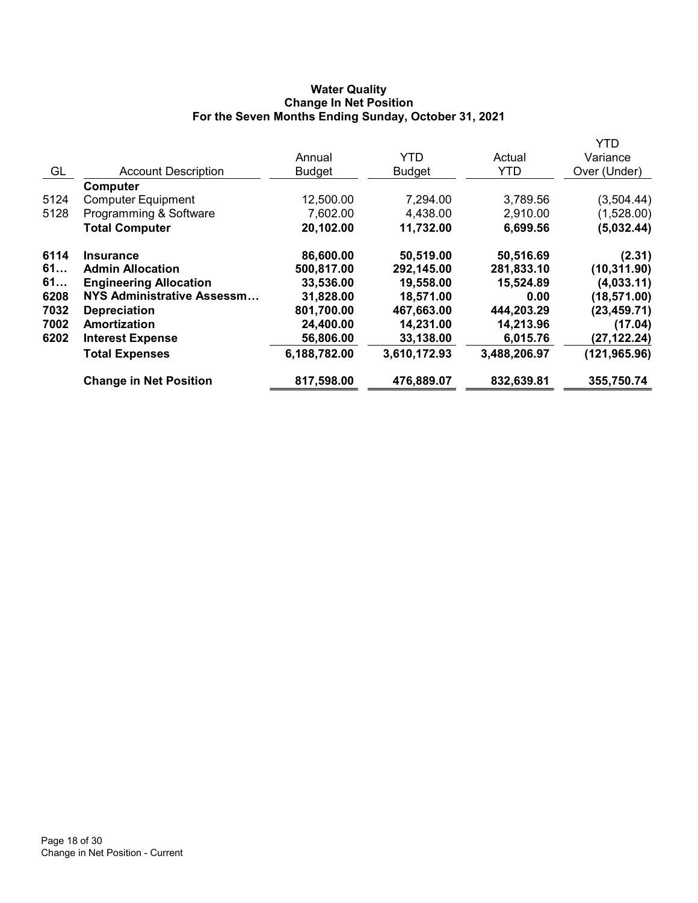# Water Quality
## Change In Net Position
### For the Seven Months Ending Sunday, October 31, 2021

| GL | Account Description | Annual Budget | YTD Budget | Actual YTD | YTD Variance Over (Under) |
|---|---|---|---|---|---|
| | **Computer** | | | | |
| 5124 | Computer Equipment | 12,500.00 | 7,294.00 | 3,789.56 | (3,504.44) |
| 5128 | Programming & Software | 7,602.00 | 4,438.00 | 2,910.00 | (1,528.00) |
| | **Total Computer** | **20,102.00** | **11,732.00** | **6,699.56** | **(5,032.44)** |
| **6114** | **Insurance** | **86,600.00** | **50,519.00** | **50,516.69** | **(2.31)** |
| **61…** | **Admin Allocation** | **500,817.00** | **292,145.00** | **281,833.10** | **(10,311.90)** |
| **61…** | **Engineering Allocation** | **33,536.00** | **19,558.00** | **15,524.89** | **(4,033.11)** |
| **6208** | **NYS Administrative Assessm…** | **31,828.00** | **18,571.00** | **0.00** | **(18,571.00)** |
| **7032** | **Depreciation** | **801,700.00** | **467,663.00** | **444,203.29** | **(23,459.71)** |
| **7002** | **Amortization** | **24,400.00** | **14,231.00** | **14,213.96** | **(17.04)** |
| **6202** | **Interest Expense** | **56,806.00** | **33,138.00** | **6,015.76** | **(27,122.24)** |
| | **Total Expenses** | **6,188,782.00** | **3,610,172.93** | **3,488,206.97** | **(121,965.96)** |
| | **Change in Net Position** | **817,598.00** | **476,889.07** | **832,639.81** | **355,750.74** |

Change in Net Position - Current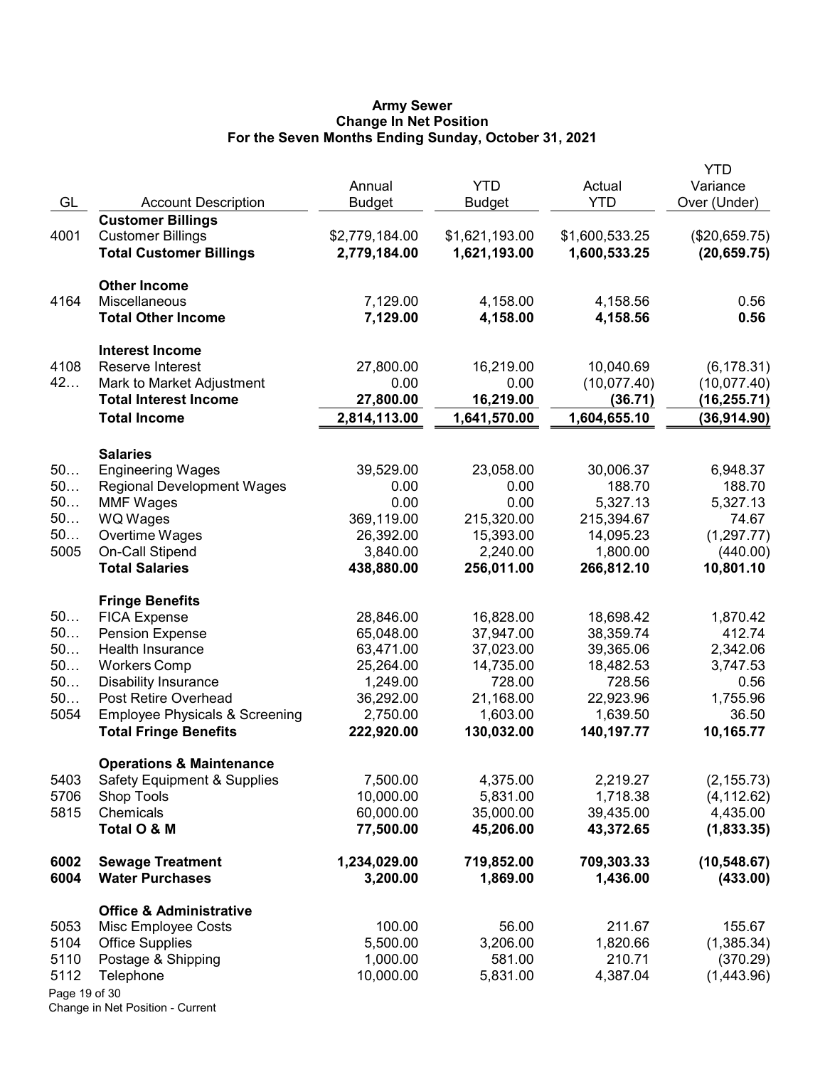**Army Sewer**
**Change In Net Position**
**For the Seven Months Ending Sunday, October 31, 2021**

| GL | Account Description | Annual Budget | YTD Budget | Actual YTD | YTD Variance Over (Under) |
|---|---|---|---|---|---|
| | **Customer Billings** | | | | |
| 4001 | Customer Billings | $2,779,184.00 | $1,621,193.00 | $1,600,533.25 | ($20,659.75) |
| | **Total Customer Billings** | **2,779,184.00** | **1,621,193.00** | **1,600,533.25** | **(20,659.75)** |
| | **Other Income** | | | | |
| 4164 | Miscellaneous | 7,129.00 | 4,158.00 | 4,158.56 | 0.56 |
| | **Total Other Income** | **7,129.00** | **4,158.00** | **4,158.56** | **0.56** |
| | **Interest Income** | | | | |
| 4108 | Reserve Interest | 27,800.00 | 16,219.00 | 10,040.69 | (6,178.31) |
| 42… | Mark to Market Adjustment | 0.00 | 0.00 | (10,077.40) | (10,077.40) |
| | **Total Interest Income** | **27,800.00** | **16,219.00** | **(36.71)** | **(16,255.71)** |
| | **Total Income** | **2,814,113.00** | **1,641,570.00** | **1,604,655.10** | **(36,914.90)** |
| | **Salaries** | | | | |
| 50… | Engineering Wages | 39,529.00 | 23,058.00 | 30,006.37 | 6,948.37 |
| 50… | Regional Development Wages | 0.00 | 0.00 | 188.70 | 188.70 |
| 50… | MMF Wages | 0.00 | 0.00 | 5,327.13 | 5,327.13 |
| 50… | WQ Wages | 369,119.00 | 215,320.00 | 215,394.67 | 74.67 |
| 50… | Overtime Wages | 26,392.00 | 15,393.00 | 14,095.23 | (1,297.77) |
| 5005 | On-Call Stipend | 3,840.00 | 2,240.00 | 1,800.00 | (440.00) |
| | **Total Salaries** | **438,880.00** | **256,011.00** | **266,812.10** | **10,801.10** |
| | **Fringe Benefits** | | | | |
| 50… | FICA Expense | 28,846.00 | 16,828.00 | 18,698.42 | 1,870.42 |
| 50… | Pension Expense | 65,048.00 | 37,947.00 | 38,359.74 | 412.74 |
| 50… | Health Insurance | 63,471.00 | 37,023.00 | 39,365.06 | 2,342.06 |
| 50… | Workers Comp | 25,264.00 | 14,735.00 | 18,482.53 | 3,747.53 |
| 50… | Disability Insurance | 1,249.00 | 728.00 | 728.56 | 0.56 |
| 50… | Post Retire Overhead | 36,292.00 | 21,168.00 | 22,923.96 | 1,755.96 |
| 5054 | Employee Physicals & Screening | 2,750.00 | 1,603.00 | 1,639.50 | 36.50 |
| | **Total Fringe Benefits** | **222,920.00** | **130,032.00** | **140,197.77** | **10,165.77** |
| | **Operations & Maintenance** | | | | |
| 5403 | Safety Equipment & Supplies | 7,500.00 | 4,375.00 | 2,219.27 | (2,155.73) |
| 5706 | Shop Tools | 10,000.00 | 5,831.00 | 1,718.38 | (4,112.62) |
| 5815 | Chemicals | 60,000.00 | 35,000.00 | 39,435.00 | 4,435.00 |
| | **Total O & M** | **77,500.00** | **45,206.00** | **43,372.65** | **(1,833.35)** |
| **6002** | **Sewage Treatment** | **1,234,029.00** | **719,852.00** | **709,303.33** | **(10,548.67)** |
| **6004** | **Water Purchases** | **3,200.00** | **1,869.00** | **1,436.00** | **(433.00)** |
| | **Office & Administrative** | | | | |
| 5053 | Misc Employee Costs | 100.00 | 56.00 | 211.67 | 155.67 |
| 5104 | Office Supplies | 5,500.00 | 3,206.00 | 1,820.66 | (1,385.34) |
| 5110 | Postage & Shipping | 1,000.00 | 581.00 | 210.71 | (370.29) |
| 5112 | Telephone | 10,000.00 | 5,831.00 | 4,387.04 | (1,443.96) |

Change in Net Position - Current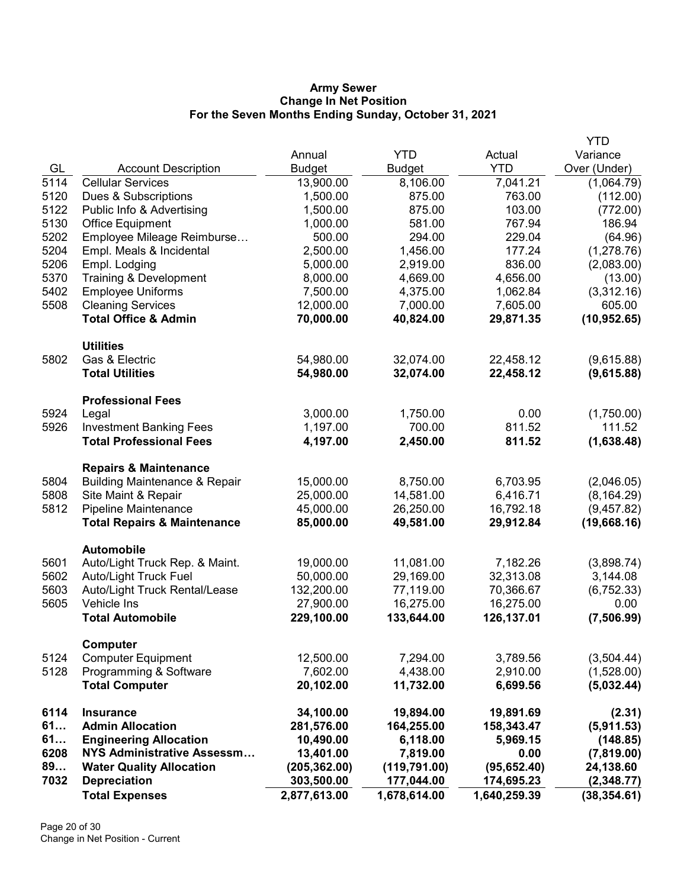**Army Sewer**
**Change In Net Position**
**For the Seven Months Ending Sunday, October 31, 2021**

| GL | Account Description | Annual Budget | YTD Budget | Actual YTD | YTD Variance Over (Under) |
|---|---|---|---|---|---|
| 5114 | Cellular Services | 13,900.00 | 8,106.00 | 7,041.21 | (1,064.79) |
| 5120 | Dues & Subscriptions | 1,500.00 | 875.00 | 763.00 | (112.00) |
| 5122 | Public Info & Advertising | 1,500.00 | 875.00 | 103.00 | (772.00) |
| 5130 | Office Equipment | 1,000.00 | 581.00 | 767.94 | 186.94 |
| 5202 | Employee Mileage Reimburse… | 500.00 | 294.00 | 229.04 | (64.96) |
| 5204 | Empl. Meals & Incidental | 2,500.00 | 1,456.00 | 177.24 | (1,278.76) |
| 5206 | Empl. Lodging | 5,000.00 | 2,919.00 | 836.00 | (2,083.00) |
| 5370 | Training & Development | 8,000.00 | 4,669.00 | 4,656.00 | (13.00) |
| 5402 | Employee Uniforms | 7,500.00 | 4,375.00 | 1,062.84 | (3,312.16) |
| 5508 | Cleaning Services | 12,000.00 | 7,000.00 | 7,605.00 | 605.00 |
| | **Total Office & Admin** | **70,000.00** | **40,824.00** | **29,871.35** | **(10,952.65)** |
| | **Utilities** | | | | |
| 5802 | Gas & Electric | 54,980.00 | 32,074.00 | 22,458.12 | (9,615.88) |
| | **Total Utilities** | **54,980.00** | **32,074.00** | **22,458.12** | **(9,615.88)** |
| | **Professional Fees** | | | | |
| 5924 | Legal | 3,000.00 | 1,750.00 | 0.00 | (1,750.00) |
| 5926 | Investment Banking Fees | 1,197.00 | 700.00 | 811.52 | 111.52 |
| | **Total Professional Fees** | **4,197.00** | **2,450.00** | **811.52** | **(1,638.48)** |
| | **Repairs & Maintenance** | | | | |
| 5804 | Building Maintenance & Repair | 15,000.00 | 8,750.00 | 6,703.95 | (2,046.05) |
| 5808 | Site Maint & Repair | 25,000.00 | 14,581.00 | 6,416.71 | (8,164.29) |
| 5812 | Pipeline Maintenance | 45,000.00 | 26,250.00 | 16,792.18 | (9,457.82) |
| | **Total Repairs & Maintenance** | **85,000.00** | **49,581.00** | **29,912.84** | **(19,668.16)** |
| | **Automobile** | | | | |
| 5601 | Auto/Light Truck Rep. & Maint. | 19,000.00 | 11,081.00 | 7,182.26 | (3,898.74) |
| 5602 | Auto/Light Truck Fuel | 50,000.00 | 29,169.00 | 32,313.08 | 3,144.08 |
| 5603 | Auto/Light Truck Rental/Lease | 132,200.00 | 77,119.00 | 70,366.67 | (6,752.33) |
| 5605 | Vehicle Ins | 27,900.00 | 16,275.00 | 16,275.00 | 0.00 |
| | **Total Automobile** | **229,100.00** | **133,644.00** | **126,137.01** | **(7,506.99)** |
| | **Computer** | | | | |
| 5124 | Computer Equipment | 12,500.00 | 7,294.00 | 3,789.56 | (3,504.44) |
| 5128 | Programming & Software | 7,602.00 | 4,438.00 | 2,910.00 | (1,528.00) |
| | **Total Computer** | **20,102.00** | **11,732.00** | **6,699.56** | **(5,032.44)** |
| **6114** | **Insurance** | **34,100.00** | **19,894.00** | **19,891.69** | **(2.31)** |
| **61…** | **Admin Allocation** | **281,576.00** | **164,255.00** | **158,343.47** | **(5,911.53)** |
| **61…** | **Engineering Allocation** | **10,490.00** | **6,118.00** | **5,969.15** | **(148.85)** |
| **6208** | **NYS Administrative Assessm…** | **13,401.00** | **7,819.00** | **0.00** | **(7,819.00)** |
| **89…** | **Water Quality Allocation** | **(205,362.00)** | **(119,791.00)** | **(95,652.40)** | **24,138.60** |
| **7032** | **Depreciation** | **303,500.00** | **177,044.00** | **174,695.23** | **(2,348.77)** |
| | **Total Expenses** | **2,877,613.00** | **1,678,614.00** | **1,640,259.39** | **(38,354.61)** |

Change in Net Position - Current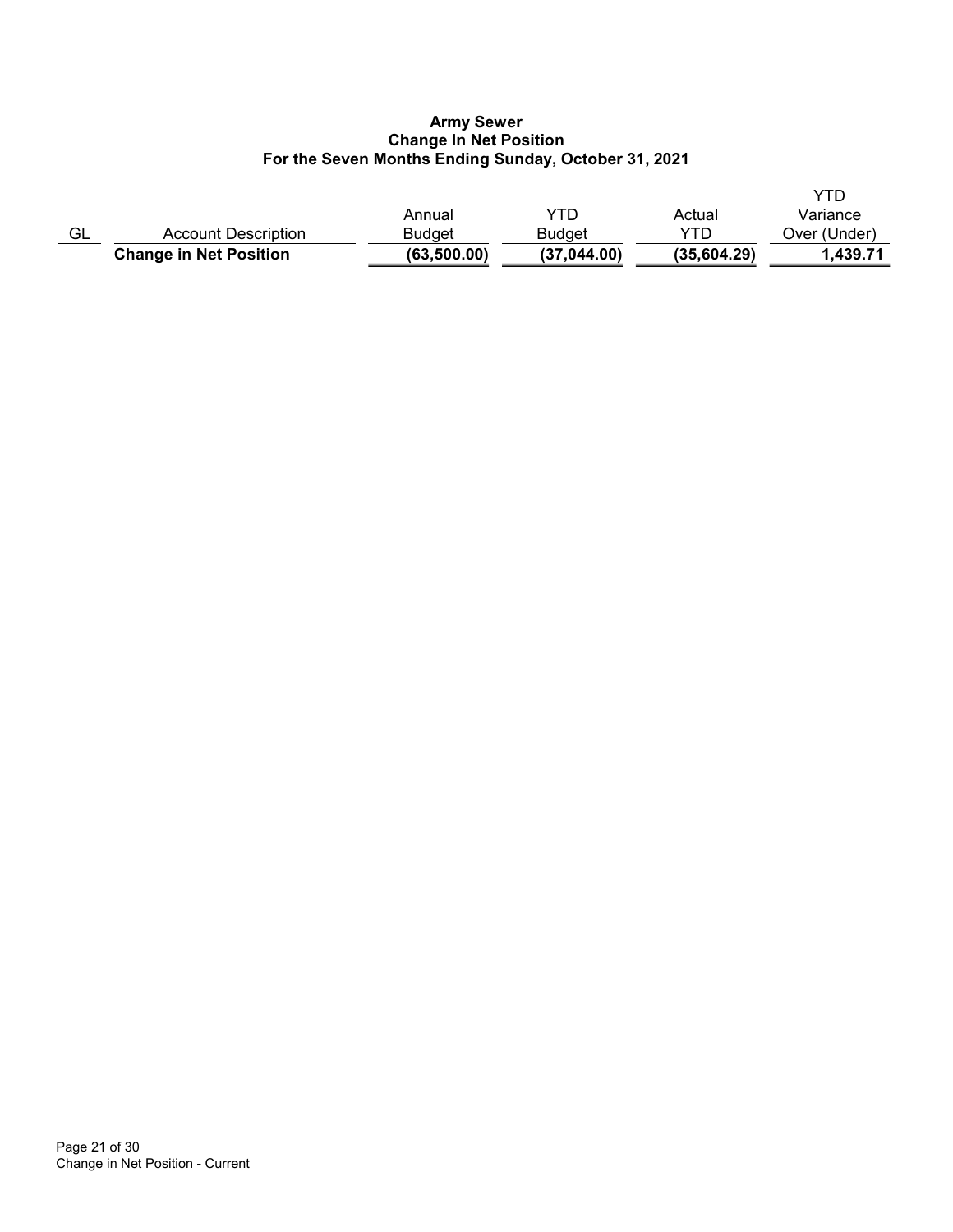**Army Sewer**
**Change In Net Position**
**For the Seven Months Ending Sunday, October 31, 2021**

| GL | Account Description | Annual Budget | YTD Budget | Actual YTD | YTD Variance Over (Under) |
|---|---|---|---|---|---|
| | **Change in Net Position** | **(63,500.00)** | **(37,044.00)** | **(35,604.29)** | **1,439.71** |

Change in Net Position - Current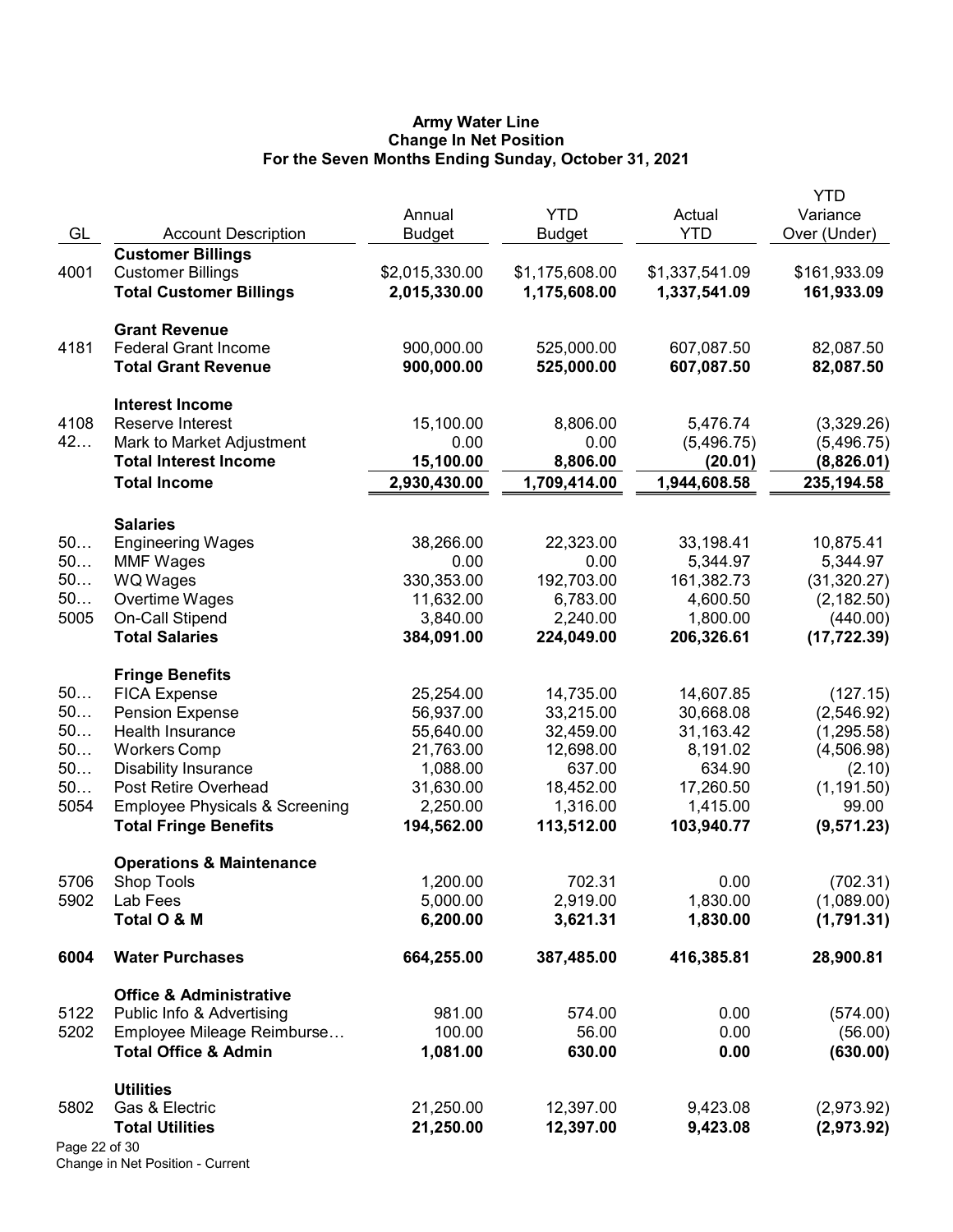# Army Water Line
## Change In Net Position
### For the Seven Months Ending Sunday, October 31, 2021

| GL | Account Description | Annual Budget | YTD Budget | Actual YTD | YTD Variance Over (Under) |
|---|---|---|---|---|---|
| | **Customer Billings** | | | | |
| 4001 | Customer Billings | $2,015,330.00 | $1,175,608.00 | $1,337,541.09 | $161,933.09 |
| | **Total Customer Billings** | **2,015,330.00** | **1,175,608.00** | **1,337,541.09** | **161,933.09** |
| | **Grant Revenue** | | | | |
| 4181 | Federal Grant Income | 900,000.00 | 525,000.00 | 607,087.50 | 82,087.50 |
| | **Total Grant Revenue** | **900,000.00** | **525,000.00** | **607,087.50** | **82,087.50** |
| | **Interest Income** | | | | |
| 4108 | Reserve Interest | 15,100.00 | 8,806.00 | 5,476.74 | (3,329.26) |
| 42… | Mark to Market Adjustment | 0.00 | 0.00 | (5,496.75) | (5,496.75) |
| | **Total Interest Income** | **15,100.00** | **8,806.00** | **(20.01)** | **(8,826.01)** |
| | **Total Income** | **2,930,430.00** | **1,709,414.00** | **1,944,608.58** | **235,194.58** |
| | **Salaries** | | | | |
| 50… | Engineering Wages | 38,266.00 | 22,323.00 | 33,198.41 | 10,875.41 |
| 50… | MMF Wages | 0.00 | 0.00 | 5,344.97 | 5,344.97 |
| 50… | WQ Wages | 330,353.00 | 192,703.00 | 161,382.73 | (31,320.27) |
| 50… | Overtime Wages | 11,632.00 | 6,783.00 | 4,600.50 | (2,182.50) |
| 5005 | On-Call Stipend | 3,840.00 | 2,240.00 | 1,800.00 | (440.00) |
| | **Total Salaries** | **384,091.00** | **224,049.00** | **206,326.61** | **(17,722.39)** |
| | **Fringe Benefits** | | | | |
| 50… | FICA Expense | 25,254.00 | 14,735.00 | 14,607.85 | (127.15) |
| 50… | Pension Expense | 56,937.00 | 33,215.00 | 30,668.08 | (2,546.92) |
| 50… | Health Insurance | 55,640.00 | 32,459.00 | 31,163.42 | (1,295.58) |
| 50… | Workers Comp | 21,763.00 | 12,698.00 | 8,191.02 | (4,506.98) |
| 50… | Disability Insurance | 1,088.00 | 637.00 | 634.90 | (2.10) |
| 50… | Post Retire Overhead | 31,630.00 | 18,452.00 | 17,260.50 | (1,191.50) |
| 5054 | Employee Physicals & Screening | 2,250.00 | 1,316.00 | 1,415.00 | 99.00 |
| | **Total Fringe Benefits** | **194,562.00** | **113,512.00** | **103,940.77** | **(9,571.23)** |
| | **Operations & Maintenance** | | | | |
| 5706 | Shop Tools | 1,200.00 | 702.31 | 0.00 | (702.31) |
| 5902 | Lab Fees | 5,000.00 | 2,919.00 | 1,830.00 | (1,089.00) |
| | **Total O & M** | **6,200.00** | **3,621.31** | **1,830.00** | **(1,791.31)** |
| **6004** | **Water Purchases** | **664,255.00** | **387,485.00** | **416,385.81** | **28,900.81** |
| | **Office & Administrative** | | | | |
| 5122 | Public Info & Advertising | 981.00 | 574.00 | 0.00 | (574.00) |
| 5202 | Employee Mileage Reimburse… | 100.00 | 56.00 | 0.00 | (56.00) |
| | **Total Office & Admin** | **1,081.00** | **630.00** | **0.00** | **(630.00)** |
| | **Utilities** | | | | |
| 5802 | Gas & Electric | 21,250.00 | 12,397.00 | 9,423.08 | (2,973.92) |
| | **Total Utilities** | **21,250.00** | **12,397.00** | **9,423.08** | **(2,973.92)** |

Change in Net Position - Current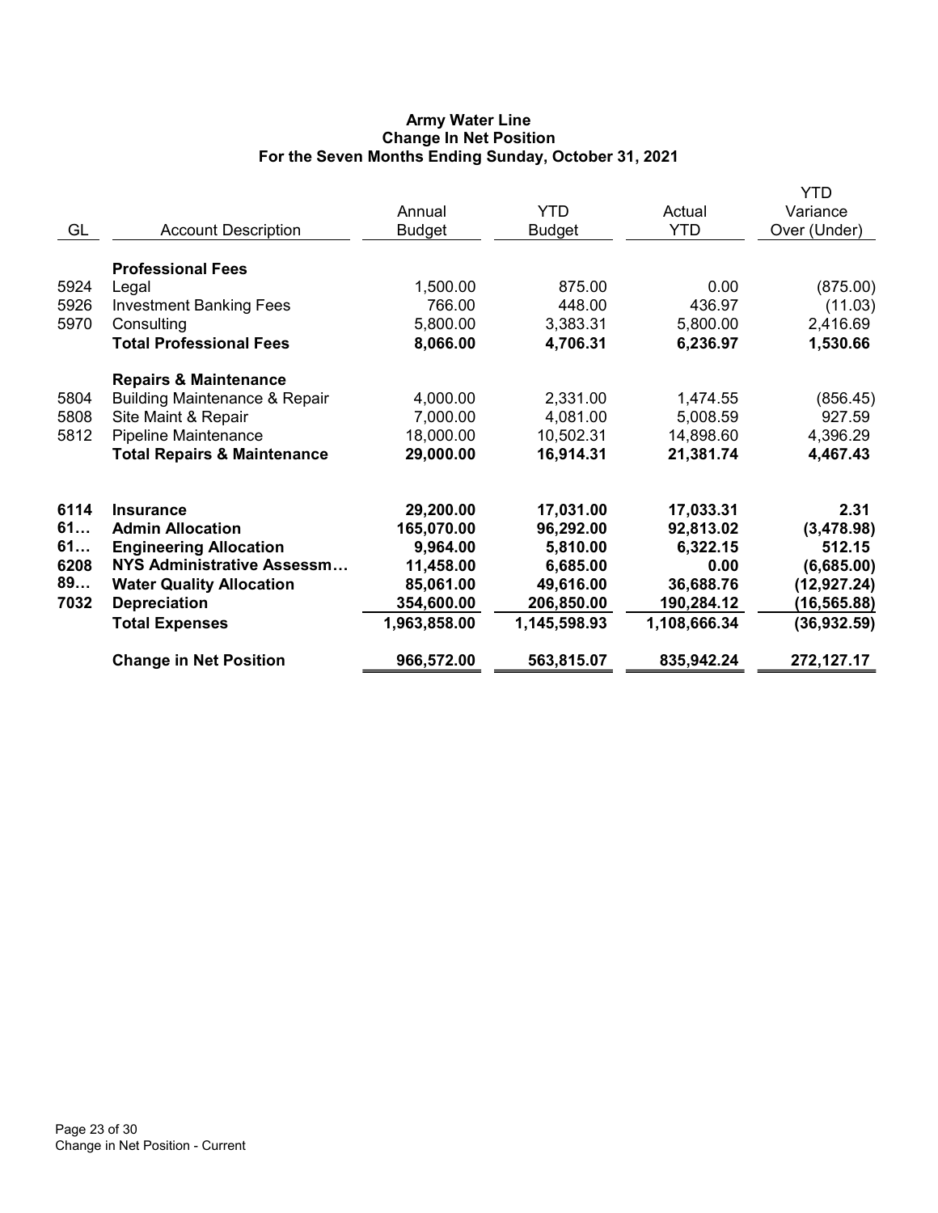# Army Water Line
## Change In Net Position
### For the Seven Months Ending Sunday, October 31, 2021

| GL | Account Description | Annual Budget | YTD Budget | Actual YTD | YTD Variance Over (Under) |
|---|---|---|---|---|---|
| | **Professional Fees** | | | | |
| 5924 | Legal | 1,500.00 | 875.00 | 0.00 | (875.00) |
| 5926 | Investment Banking Fees | 766.00 | 448.00 | 436.97 | (11.03) |
| 5970 | Consulting | 5,800.00 | 3,383.31 | 5,800.00 | 2,416.69 |
| | **Total Professional Fees** | **8,066.00** | **4,706.31** | **6,236.97** | **1,530.66** |
| | **Repairs & Maintenance** | | | | |
| 5804 | Building Maintenance & Repair | 4,000.00 | 2,331.00 | 1,474.55 | (856.45) |
| 5808 | Site Maint & Repair | 7,000.00 | 4,081.00 | 5,008.59 | 927.59 |
| 5812 | Pipeline Maintenance | 18,000.00 | 10,502.31 | 14,898.60 | 4,396.29 |
| | **Total Repairs & Maintenance** | **29,000.00** | **16,914.31** | **21,381.74** | **4,467.43** |
| **6114** | **Insurance** | **29,200.00** | **17,031.00** | **17,033.31** | **2.31** |
| **61…** | **Admin Allocation** | **165,070.00** | **96,292.00** | **92,813.02** | **(3,478.98)** |
| **61…** | **Engineering Allocation** | **9,964.00** | **5,810.00** | **6,322.15** | **512.15** |
| **6208** | **NYS Administrative Assessm…** | **11,458.00** | **6,685.00** | **0.00** | **(6,685.00)** |
| **89…** | **Water Quality Allocation** | **85,061.00** | **49,616.00** | **36,688.76** | **(12,927.24)** |
| **7032** | **Depreciation** | **354,600.00** | **206,850.00** | **190,284.12** | **(16,565.88)** |
| | **Total Expenses** | **1,963,858.00** | **1,145,598.93** | **1,108,666.34** | **(36,932.59)** |
| | **Change in Net Position** | **966,572.00** | **563,815.07** | **835,942.24** | **272,127.17** |

Change in Net Position - Current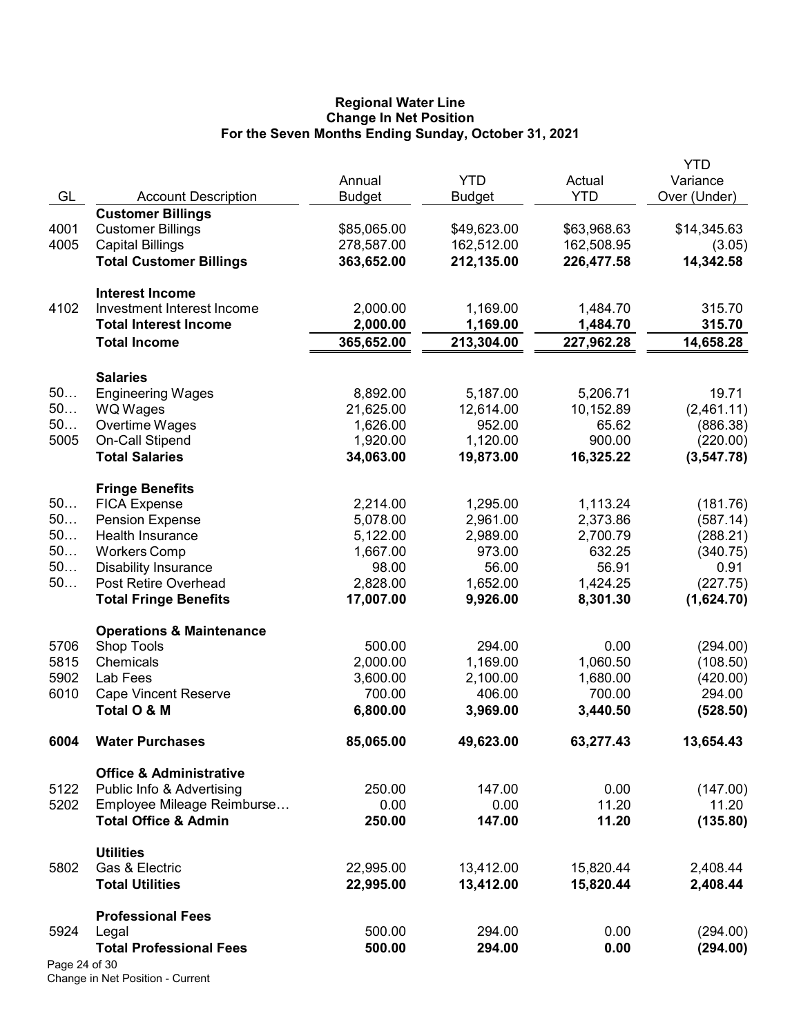# Regional Water Line
## Change In Net Position
### For the Seven Months Ending Sunday, October 31, 2021

| GL | Account Description | Annual Budget | YTD Budget | Actual YTD | YTD Variance Over (Under) |
|---|---|---|---|---|---|
| | **Customer Billings** | | | | |
| 4001 | Customer Billings | $85,065.00 | $49,623.00 | $63,968.63 | $14,345.63 |
| 4005 | Capital Billings | 278,587.00 | 162,512.00 | 162,508.95 | (3.05) |
| | **Total Customer Billings** | **363,652.00** | **212,135.00** | **226,477.58** | **14,342.58** |
| | **Interest Income** | | | | |
| 4102 | Investment Interest Income | 2,000.00 | 1,169.00 | 1,484.70 | 315.70 |
| | **Total Interest Income** | **2,000.00** | **1,169.00** | **1,484.70** | **315.70** |
| | **Total Income** | **365,652.00** | **213,304.00** | **227,962.28** | **14,658.28** |
| | **Salaries** | | | | |
| 50… | Engineering Wages | 8,892.00 | 5,187.00 | 5,206.71 | 19.71 |
| 50… | WQ Wages | 21,625.00 | 12,614.00 | 10,152.89 | (2,461.11) |
| 50… | Overtime Wages | 1,626.00 | 952.00 | 65.62 | (886.38) |
| 5005 | On-Call Stipend | 1,920.00 | 1,120.00 | 900.00 | (220.00) |
| | **Total Salaries** | **34,063.00** | **19,873.00** | **16,325.22** | **(3,547.78)** |
| | **Fringe Benefits** | | | | |
| 50… | FICA Expense | 2,214.00 | 1,295.00 | 1,113.24 | (181.76) |
| 50… | Pension Expense | 5,078.00 | 2,961.00 | 2,373.86 | (587.14) |
| 50… | Health Insurance | 5,122.00 | 2,989.00 | 2,700.79 | (288.21) |
| 50… | Workers Comp | 1,667.00 | 973.00 | 632.25 | (340.75) |
| 50… | Disability Insurance | 98.00 | 56.00 | 56.91 | 0.91 |
| 50… | Post Retire Overhead | 2,828.00 | 1,652.00 | 1,424.25 | (227.75) |
| | **Total Fringe Benefits** | **17,007.00** | **9,926.00** | **8,301.30** | **(1,624.70)** |
| | **Operations & Maintenance** | | | | |
| 5706 | Shop Tools | 500.00 | 294.00 | 0.00 | (294.00) |
| 5815 | Chemicals | 2,000.00 | 1,169.00 | 1,060.50 | (108.50) |
| 5902 | Lab Fees | 3,600.00 | 2,100.00 | 1,680.00 | (420.00) |
| 6010 | Cape Vincent Reserve | 700.00 | 406.00 | 700.00 | 294.00 |
| | **Total O & M** | **6,800.00** | **3,969.00** | **3,440.50** | **(528.50)** |
| **6004** | **Water Purchases** | **85,065.00** | **49,623.00** | **63,277.43** | **13,654.43** |
| | **Office & Administrative** | | | | |
| 5122 | Public Info & Advertising | 250.00 | 147.00 | 0.00 | (147.00) |
| 5202 | Employee Mileage Reimburse… | 0.00 | 0.00 | 11.20 | 11.20 |
| | **Total Office & Admin** | **250.00** | **147.00** | **11.20** | **(135.80)** |
| | **Utilities** | | | | |
| 5802 | Gas & Electric | 22,995.00 | 13,412.00 | 15,820.44 | 2,408.44 |
| | **Total Utilities** | **22,995.00** | **13,412.00** | **15,820.44** | **2,408.44** |
| | **Professional Fees** | | | | |
| 5924 | Legal | 500.00 | 294.00 | 0.00 | (294.00) |
| | **Total Professional Fees** | **500.00** | **294.00** | **0.00** | **(294.00)** |

Change in Net Position - Current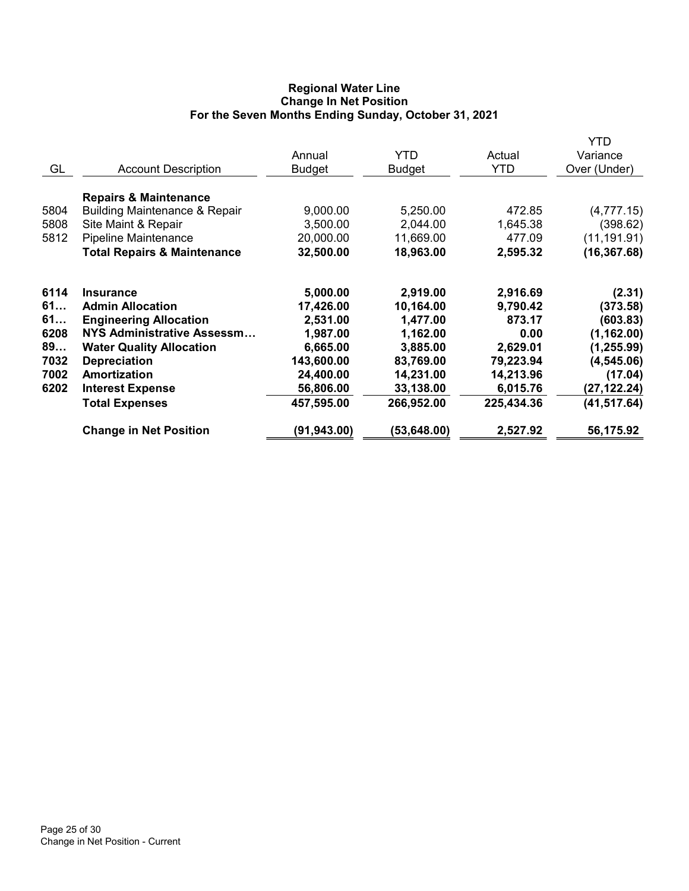**Regional Water Line**
**Change In Net Position**
**For the Seven Months Ending Sunday, October 31, 2021**

| GL | Account Description | Annual Budget | YTD Budget | Actual YTD | YTD Variance Over (Under) |
|---|---|---|---|---|---|
| | **Repairs & Maintenance** | | | | |
| 5804 | Building Maintenance & Repair | 9,000.00 | 5,250.00 | 472.85 | (4,777.15) |
| 5808 | Site Maint & Repair | 3,500.00 | 2,044.00 | 1,645.38 | (398.62) |
| 5812 | Pipeline Maintenance | 20,000.00 | 11,669.00 | 477.09 | (11,191.91) |
| | **Total Repairs & Maintenance** | **32,500.00** | **18,963.00** | **2,595.32** | **(16,367.68)** |
| **6114** | **Insurance** | **5,000.00** | **2,919.00** | **2,916.69** | **(2.31)** |
| **61…** | **Admin Allocation** | **17,426.00** | **10,164.00** | **9,790.42** | **(373.58)** |
| **61…** | **Engineering Allocation** | **2,531.00** | **1,477.00** | **873.17** | **(603.83)** |
| **6208** | **NYS Administrative Assessm…** | **1,987.00** | **1,162.00** | **0.00** | **(1,162.00)** |
| **89…** | **Water Quality Allocation** | **6,665.00** | **3,885.00** | **2,629.01** | **(1,255.99)** |
| **7032** | **Depreciation** | **143,600.00** | **83,769.00** | **79,223.94** | **(4,545.06)** |
| **7002** | **Amortization** | **24,400.00** | **14,231.00** | **14,213.96** | **(17.04)** |
| **6202** | **Interest Expense** | **56,806.00** | **33,138.00** | **6,015.76** | **(27,122.24)** |
| | **Total Expenses** | **457,595.00** | **266,952.00** | **225,434.36** | **(41,517.64)** |
| | **Change in Net Position** | **(91,943.00)** | **(53,648.00)** | **2,527.92** | **56,175.92** |

Change in Net Position - Current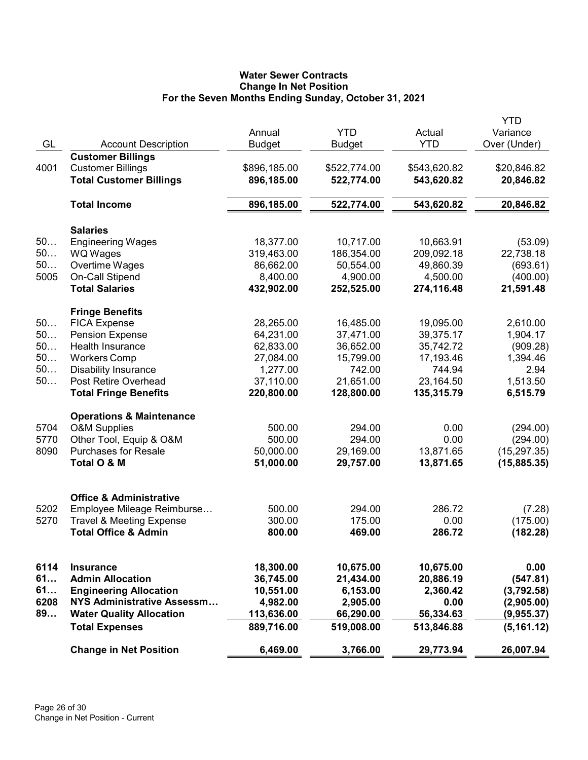# Water Sewer Contracts
## Change In Net Position
### For the Seven Months Ending Sunday, October 31, 2021

| GL | Account Description | Annual Budget | YTD Budget | Actual YTD | YTD Variance Over (Under) |
|---|---|---|---|---|---|
| | **Customer Billings** | | | | |
| 4001 | Customer Billings | $896,185.00 | $522,774.00 | $543,620.82 | $20,846.82 |
| | **Total Customer Billings** | **896,185.00** | **522,774.00** | **543,620.82** | **20,846.82** |
| | **Total Income** | **896,185.00** | **522,774.00** | **543,620.82** | **20,846.82** |
| | **Salaries** | | | | |
| 50… | Engineering Wages | 18,377.00 | 10,717.00 | 10,663.91 | (53.09) |
| 50… | WQ Wages | 319,463.00 | 186,354.00 | 209,092.18 | 22,738.18 |
| 50… | Overtime Wages | 86,662.00 | 50,554.00 | 49,860.39 | (693.61) |
| 5005 | On-Call Stipend | 8,400.00 | 4,900.00 | 4,500.00 | (400.00) |
| | **Total Salaries** | **432,902.00** | **252,525.00** | **274,116.48** | **21,591.48** |
| | **Fringe Benefits** | | | | |
| 50… | FICA Expense | 28,265.00 | 16,485.00 | 19,095.00 | 2,610.00 |
| 50… | Pension Expense | 64,231.00 | 37,471.00 | 39,375.17 | 1,904.17 |
| 50… | Health Insurance | 62,833.00 | 36,652.00 | 35,742.72 | (909.28) |
| 50… | Workers Comp | 27,084.00 | 15,799.00 | 17,193.46 | 1,394.46 |
| 50… | Disability Insurance | 1,277.00 | 742.00 | 744.94 | 2.94 |
| 50… | Post Retire Overhead | 37,110.00 | 21,651.00 | 23,164.50 | 1,513.50 |
| | **Total Fringe Benefits** | **220,800.00** | **128,800.00** | **135,315.79** | **6,515.79** |
| | **Operations & Maintenance** | | | | |
| 5704 | O&M Supplies | 500.00 | 294.00 | 0.00 | (294.00) |
| 5770 | Other Tool, Equip & O&M | 500.00 | 294.00 | 0.00 | (294.00) |
| 8090 | Purchases for Resale | 50,000.00 | 29,169.00 | 13,871.65 | (15,297.35) |
| | **Total O & M** | **51,000.00** | **29,757.00** | **13,871.65** | **(15,885.35)** |
| | **Office & Administrative** | | | | |
| 5202 | Employee Mileage Reimburse… | 500.00 | 294.00 | 286.72 | (7.28) |
| 5270 | Travel & Meeting Expense | 300.00 | 175.00 | 0.00 | (175.00) |
| | **Total Office & Admin** | **800.00** | **469.00** | **286.72** | **(182.28)** |
| **6114** | **Insurance** | **18,300.00** | **10,675.00** | **10,675.00** | **0.00** |
| **61…** | **Admin Allocation** | **36,745.00** | **21,434.00** | **20,886.19** | **(547.81)** |
| **61…** | **Engineering Allocation** | **10,551.00** | **6,153.00** | **2,360.42** | **(3,792.58)** |
| **6208** | **NYS Administrative Assessm…** | **4,982.00** | **2,905.00** | **0.00** | **(2,905.00)** |
| **89…** | **Water Quality Allocation** | **113,636.00** | **66,290.00** | **56,334.63** | **(9,955.37)** |
| | **Total Expenses** | **889,716.00** | **519,008.00** | **513,846.88** | **(5,161.12)** |
| | **Change in Net Position** | **6,469.00** | **3,766.00** | **29,773.94** | **26,007.94** |

Change in Net Position - Current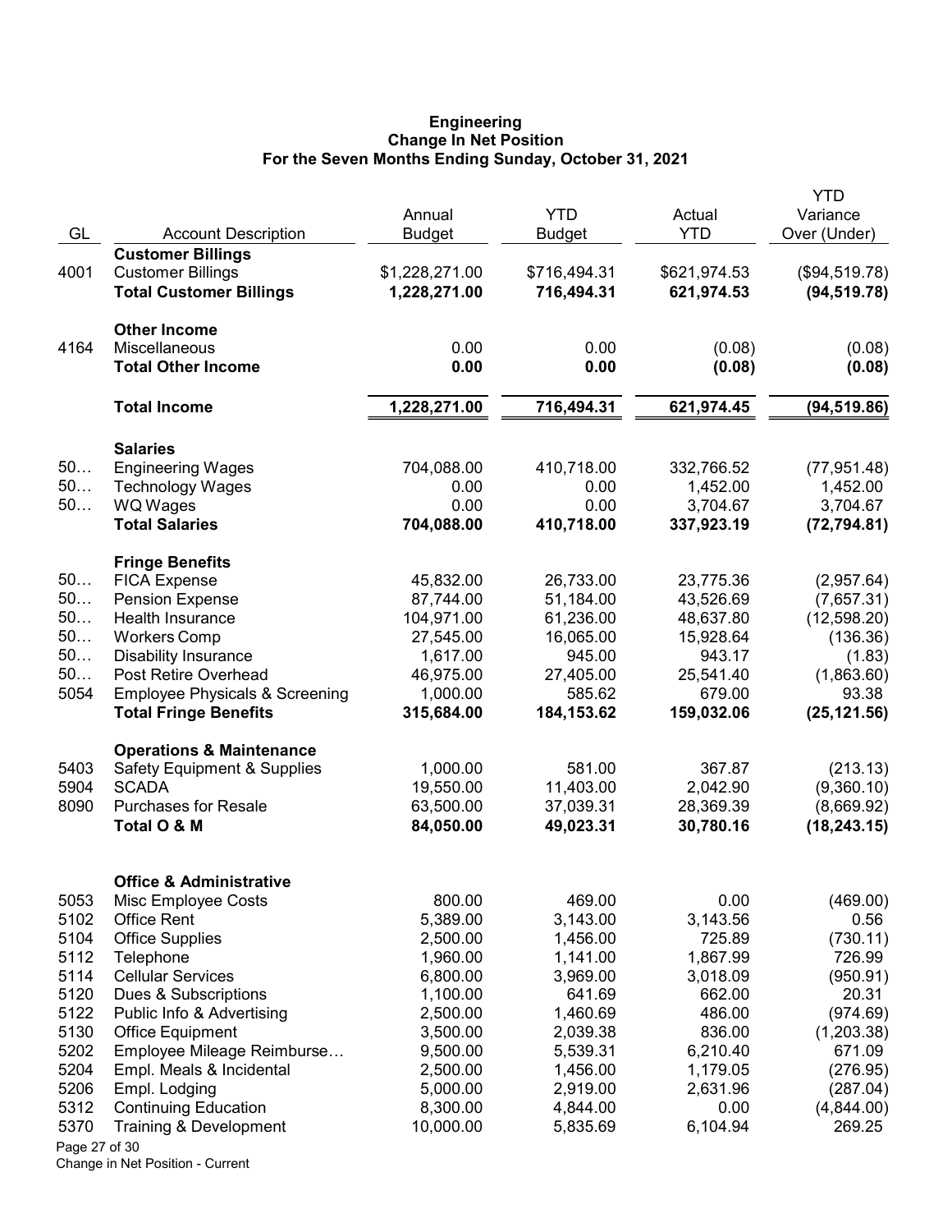# Engineering
## Change In Net Position
### For the Seven Months Ending Sunday, October 31, 2021

| GL | Account Description | Annual Budget | YTD Budget | Actual YTD | YTD Variance Over (Under) |
|---|---|---|---|---|---|
| | **Customer Billings** | | | | |
| 4001 | Customer Billings | $1,228,271.00 | $716,494.31 | $621,974.53 | ($94,519.78) |
| | **Total Customer Billings** | **1,228,271.00** | **716,494.31** | **621,974.53** | **(94,519.78)** |
| | **Other Income** | | | | |
| 4164 | Miscellaneous | 0.00 | 0.00 | (0.08) | (0.08) |
| | **Total Other Income** | **0.00** | **0.00** | **(0.08)** | **(0.08)** |
| | **Total Income** | **1,228,271.00** | **716,494.31** | **621,974.45** | **(94,519.86)** |
| | **Salaries** | | | | |
| 50… | Engineering Wages | 704,088.00 | 410,718.00 | 332,766.52 | (77,951.48) |
| 50… | Technology Wages | 0.00 | 0.00 | 1,452.00 | 1,452.00 |
| 50… | WQ Wages | 0.00 | 0.00 | 3,704.67 | 3,704.67 |
| | **Total Salaries** | **704,088.00** | **410,718.00** | **337,923.19** | **(72,794.81)** |
| | **Fringe Benefits** | | | | |
| 50… | FICA Expense | 45,832.00 | 26,733.00 | 23,775.36 | (2,957.64) |
| 50… | Pension Expense | 87,744.00 | 51,184.00 | 43,526.69 | (7,657.31) |
| 50… | Health Insurance | 104,971.00 | 61,236.00 | 48,637.80 | (12,598.20) |
| 50… | Workers Comp | 27,545.00 | 16,065.00 | 15,928.64 | (136.36) |
| 50… | Disability Insurance | 1,617.00 | 945.00 | 943.17 | (1.83) |
| 50… | Post Retire Overhead | 46,975.00 | 27,405.00 | 25,541.40 | (1,863.60) |
| 5054 | Employee Physicals & Screening | 1,000.00 | 585.62 | 679.00 | 93.38 |
| | **Total Fringe Benefits** | **315,684.00** | **184,153.62** | **159,032.06** | **(25,121.56)** |
| | **Operations & Maintenance** | | | | |
| 5403 | Safety Equipment & Supplies | 1,000.00 | 581.00 | 367.87 | (213.13) |
| 5904 | SCADA | 19,550.00 | 11,403.00 | 2,042.90 | (9,360.10) |
| 8090 | Purchases for Resale | 63,500.00 | 37,039.31 | 28,369.39 | (8,669.92) |
| | **Total O & M** | **84,050.00** | **49,023.31** | **30,780.16** | **(18,243.15)** |
| | **Office & Administrative** | | | | |
| 5053 | Misc Employee Costs | 800.00 | 469.00 | 0.00 | (469.00) |
| 5102 | Office Rent | 5,389.00 | 3,143.00 | 3,143.56 | 0.56 |
| 5104 | Office Supplies | 2,500.00 | 1,456.00 | 725.89 | (730.11) |
| 5112 | Telephone | 1,960.00 | 1,141.00 | 1,867.99 | 726.99 |
| 5114 | Cellular Services | 6,800.00 | 3,969.00 | 3,018.09 | (950.91) |
| 5120 | Dues & Subscriptions | 1,100.00 | 641.69 | 662.00 | 20.31 |
| 5122 | Public Info & Advertising | 2,500.00 | 1,460.69 | 486.00 | (974.69) |
| 5130 | Office Equipment | 3,500.00 | 2,039.38 | 836.00 | (1,203.38) |
| 5202 | Employee Mileage Reimburse… | 9,500.00 | 5,539.31 | 6,210.40 | 671.09 |
| 5204 | Empl. Meals & Incidental | 2,500.00 | 1,456.00 | 1,179.05 | (276.95) |
| 5206 | Empl. Lodging | 5,000.00 | 2,919.00 | 2,631.96 | (287.04) |
| 5312 | Continuing Education | 8,300.00 | 4,844.00 | 0.00 | (4,844.00) |
| 5370 | Training & Development | 10,000.00 | 5,835.69 | 6,104.94 | 269.25 |

Change in Net Position - Current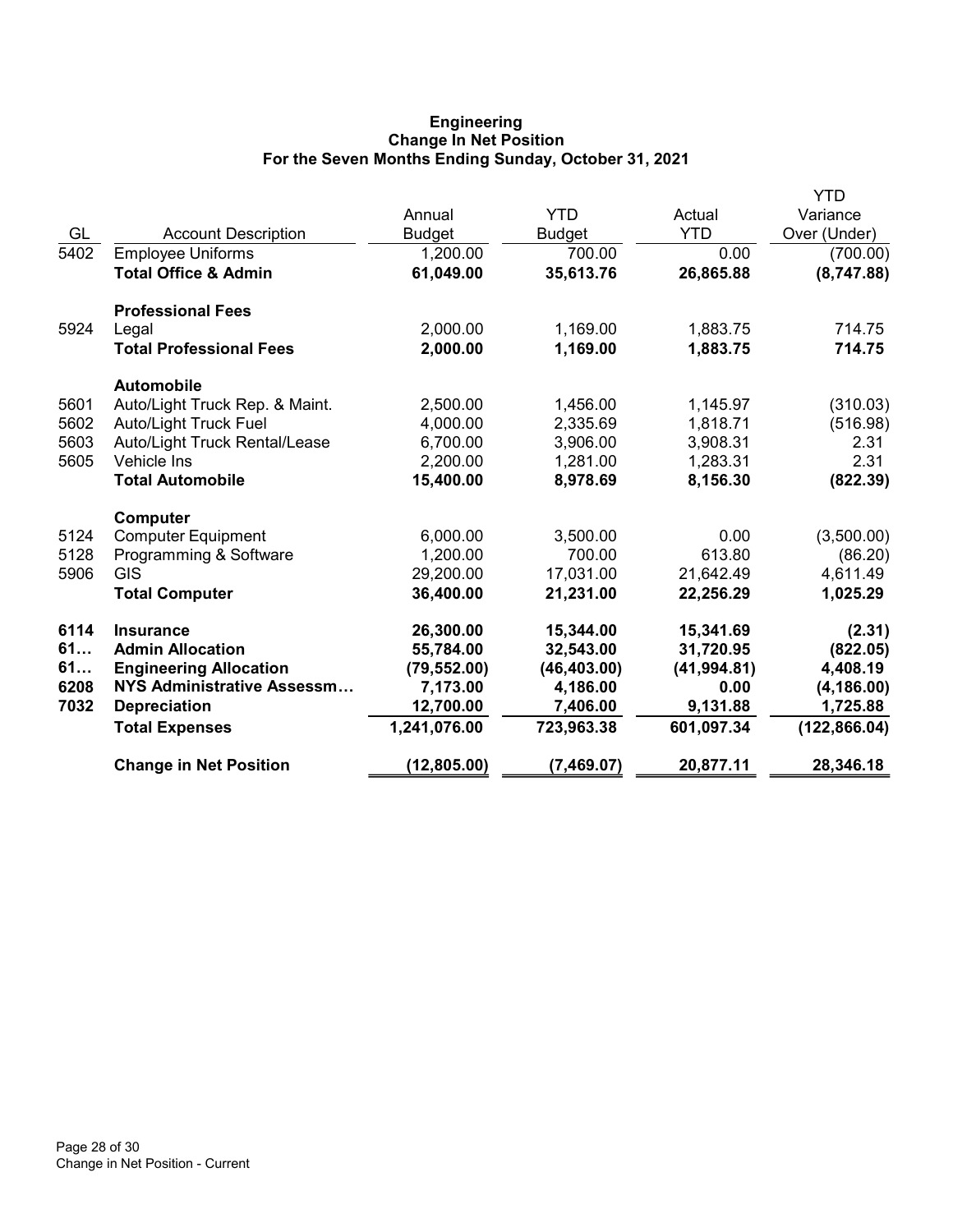# Engineering
## Change In Net Position
### For the Seven Months Ending Sunday, October 31, 2021

| GL | Account Description | Annual Budget | YTD Budget | Actual YTD | YTD Variance Over (Under) |
|---|---|---|---|---|---|
| 5402 | Employee Uniforms | 1,200.00 | 700.00 | 0.00 | (700.00) |
| | **Total Office & Admin** | **61,049.00** | **35,613.76** | **26,865.88** | **(8,747.88)** |
| | **Professional Fees** | | | | |
| 5924 | Legal | 2,000.00 | 1,169.00 | 1,883.75 | 714.75 |
| | **Total Professional Fees** | **2,000.00** | **1,169.00** | **1,883.75** | **714.75** |
| | **Automobile** | | | | |
| 5601 | Auto/Light Truck Rep. & Maint. | 2,500.00 | 1,456.00 | 1,145.97 | (310.03) |
| 5602 | Auto/Light Truck Fuel | 4,000.00 | 2,335.69 | 1,818.71 | (516.98) |
| 5603 | Auto/Light Truck Rental/Lease | 6,700.00 | 3,906.00 | 3,908.31 | 2.31 |
| 5605 | Vehicle Ins | 2,200.00 | 1,281.00 | 1,283.31 | 2.31 |
| | **Total Automobile** | **15,400.00** | **8,978.69** | **8,156.30** | **(822.39)** |
| | **Computer** | | | | |
| 5124 | Computer Equipment | 6,000.00 | 3,500.00 | 0.00 | (3,500.00) |
| 5128 | Programming & Software | 1,200.00 | 700.00 | 613.80 | (86.20) |
| 5906 | GIS | 29,200.00 | 17,031.00 | 21,642.49 | 4,611.49 |
| | **Total Computer** | **36,400.00** | **21,231.00** | **22,256.29** | **1,025.29** |
| **6114** | **Insurance** | **26,300.00** | **15,344.00** | **15,341.69** | **(2.31)** |
| **61…** | **Admin Allocation** | **55,784.00** | **32,543.00** | **31,720.95** | **(822.05)** |
| **61…** | **Engineering Allocation** | **(79,552.00)** | **(46,403.00)** | **(41,994.81)** | **4,408.19** |
| **6208** | **NYS Administrative Assessm…** | **7,173.00** | **4,186.00** | **0.00** | **(4,186.00)** |
| **7032** | **Depreciation** | **12,700.00** | **7,406.00** | **9,131.88** | **1,725.88** |
| | **Total Expenses** | **1,241,076.00** | **723,963.38** | **601,097.34** | **(122,866.04)** |
| | **Change in Net Position** | **(12,805.00)** | **(7,469.07)** | **20,877.11** | **28,346.18** |

Change in Net Position - Current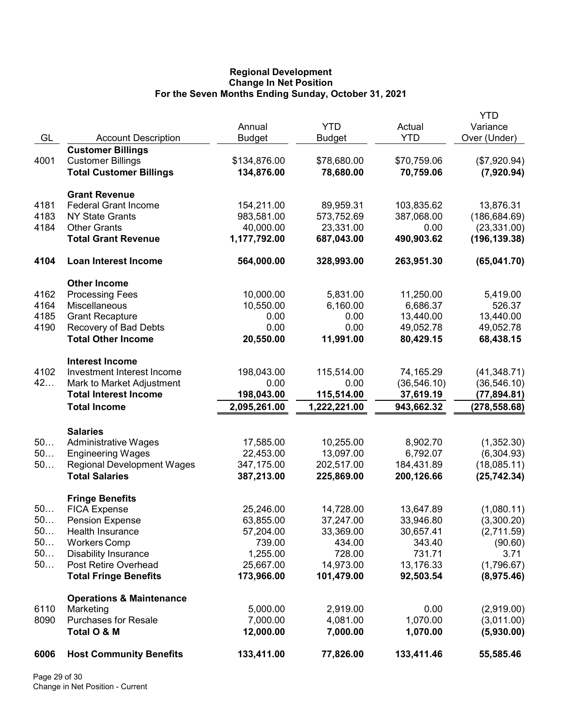# Regional Development
## Change In Net Position
### For the Seven Months Ending Sunday, October 31, 2021

| GL | Account Description | Annual Budget | YTD Budget | Actual YTD | YTD Variance Over (Under) |
|---|---|---|---|---|---|
| | **Customer Billings** | | | | |
| 4001 | Customer Billings | $134,876.00 | $78,680.00 | $70,759.06 | ($7,920.94) |
| | **Total Customer Billings** | **134,876.00** | **78,680.00** | **70,759.06** | **(7,920.94)** |
| | **Grant Revenue** | | | | |
| 4181 | Federal Grant Income | 154,211.00 | 89,959.31 | 103,835.62 | 13,876.31 |
| 4183 | NY State Grants | 983,581.00 | 573,752.69 | 387,068.00 | (186,684.69) |
| 4184 | Other Grants | 40,000.00 | 23,331.00 | 0.00 | (23,331.00) |
| | **Total Grant Revenue** | **1,177,792.00** | **687,043.00** | **490,903.62** | **(196,139.38)** |
| **4104** | **Loan Interest Income** | **564,000.00** | **328,993.00** | **263,951.30** | **(65,041.70)** |
| | **Other Income** | | | | |
| 4162 | Processing Fees | 10,000.00 | 5,831.00 | 11,250.00 | 5,419.00 |
| 4164 | Miscellaneous | 10,550.00 | 6,160.00 | 6,686.37 | 526.37 |
| 4185 | Grant Recapture | 0.00 | 0.00 | 13,440.00 | 13,440.00 |
| 4190 | Recovery of Bad Debts | 0.00 | 0.00 | 49,052.78 | 49,052.78 |
| | **Total Other Income** | **20,550.00** | **11,991.00** | **80,429.15** | **68,438.15** |
| | **Interest Income** | | | | |
| 4102 | Investment Interest Income | 198,043.00 | 115,514.00 | 74,165.29 | (41,348.71) |
| 42… | Mark to Market Adjustment | 0.00 | 0.00 | (36,546.10) | (36,546.10) |
| | **Total Interest Income** | **198,043.00** | **115,514.00** | **37,619.19** | **(77,894.81)** |
| | **Total Income** | **2,095,261.00** | **1,222,221.00** | **943,662.32** | **(278,558.68)** |
| | **Salaries** | | | | |
| 50… | Administrative Wages | 17,585.00 | 10,255.00 | 8,902.70 | (1,352.30) |
| 50… | Engineering Wages | 22,453.00 | 13,097.00 | 6,792.07 | (6,304.93) |
| 50… | Regional Development Wages | 347,175.00 | 202,517.00 | 184,431.89 | (18,085.11) |
| | **Total Salaries** | **387,213.00** | **225,869.00** | **200,126.66** | **(25,742.34)** |
| | **Fringe Benefits** | | | | |
| 50… | FICA Expense | 25,246.00 | 14,728.00 | 13,647.89 | (1,080.11) |
| 50… | Pension Expense | 63,855.00 | 37,247.00 | 33,946.80 | (3,300.20) |
| 50… | Health Insurance | 57,204.00 | 33,369.00 | 30,657.41 | (2,711.59) |
| 50… | Workers Comp | 739.00 | 434.00 | 343.40 | (90.60) |
| 50… | Disability Insurance | 1,255.00 | 728.00 | 731.71 | 3.71 |
| 50… | Post Retire Overhead | 25,667.00 | 14,973.00 | 13,176.33 | (1,796.67) |
| | **Total Fringe Benefits** | **173,966.00** | **101,479.00** | **92,503.54** | **(8,975.46)** |
| | **Operations & Maintenance** | | | | |
| 6110 | Marketing | 5,000.00 | 2,919.00 | 0.00 | (2,919.00) |
| 8090 | Purchases for Resale | 7,000.00 | 4,081.00 | 1,070.00 | (3,011.00) |
| | **Total O & M** | **12,000.00** | **7,000.00** | **1,070.00** | **(5,930.00)** |
| **6006** | **Host Community Benefits** | **133,411.00** | **77,826.00** | **133,411.46** | **55,585.46** |

Change in Net Position - Current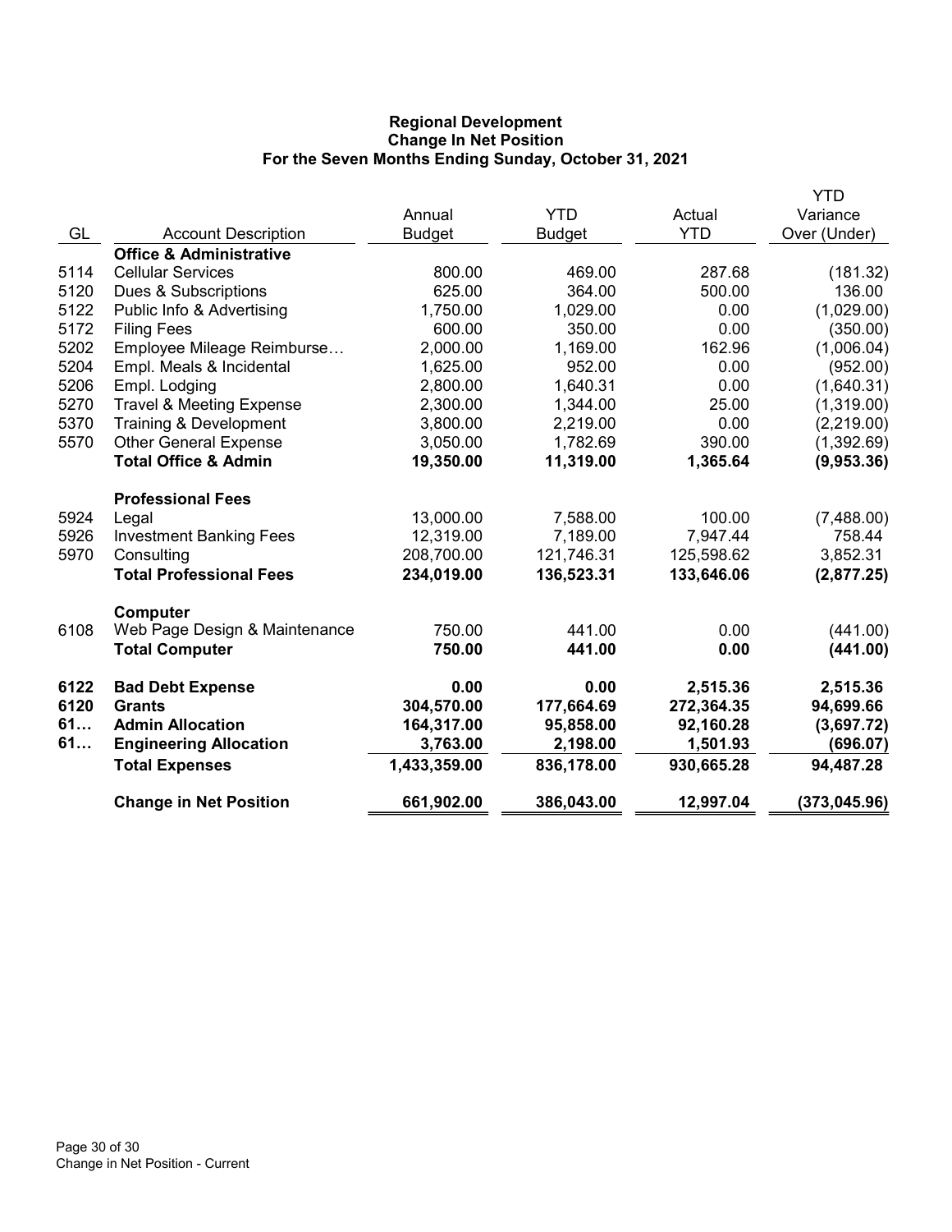# Regional Development
## Change In Net Position
### For the Seven Months Ending Sunday, October 31, 2021

| GL | Account Description | Annual Budget | YTD Budget | Actual YTD | YTD Variance Over (Under) |
|---|---|---|---|---|---|
| | **Office & Administrative** | | | | |
| 5114 | Cellular Services | 800.00 | 469.00 | 287.68 | (181.32) |
| 5120 | Dues & Subscriptions | 625.00 | 364.00 | 500.00 | 136.00 |
| 5122 | Public Info & Advertising | 1,750.00 | 1,029.00 | 0.00 | (1,029.00) |
| 5172 | Filing Fees | 600.00 | 350.00 | 0.00 | (350.00) |
| 5202 | Employee Mileage Reimburse… | 2,000.00 | 1,169.00 | 162.96 | (1,006.04) |
| 5204 | Empl. Meals & Incidental | 1,625.00 | 952.00 | 0.00 | (952.00) |
| 5206 | Empl. Lodging | 2,800.00 | 1,640.31 | 0.00 | (1,640.31) |
| 5270 | Travel & Meeting Expense | 2,300.00 | 1,344.00 | 25.00 | (1,319.00) |
| 5370 | Training & Development | 3,800.00 | 2,219.00 | 0.00 | (2,219.00) |
| 5570 | Other General Expense | 3,050.00 | 1,782.69 | 390.00 | (1,392.69) |
| | **Total Office & Admin** | **19,350.00** | **11,319.00** | **1,365.64** | **(9,953.36)** |
| | **Professional Fees** | | | | |
| 5924 | Legal | 13,000.00 | 7,588.00 | 100.00 | (7,488.00) |
| 5926 | Investment Banking Fees | 12,319.00 | 7,189.00 | 7,947.44 | 758.44 |
| 5970 | Consulting | 208,700.00 | 121,746.31 | 125,598.62 | 3,852.31 |
| | **Total Professional Fees** | **234,019.00** | **136,523.31** | **133,646.06** | **(2,877.25)** |
| | **Computer** | | | | |
| 6108 | Web Page Design & Maintenance | 750.00 | 441.00 | 0.00 | (441.00) |
| | **Total Computer** | **750.00** | **441.00** | **0.00** | **(441.00)** |
| **6122** | **Bad Debt Expense** | **0.00** | **0.00** | **2,515.36** | **2,515.36** |
| **6120** | **Grants** | **304,570.00** | **177,664.69** | **272,364.35** | **94,699.66** |
| **61…** | **Admin Allocation** | **164,317.00** | **95,858.00** | **92,160.28** | **(3,697.72)** |
| **61…** | **Engineering Allocation** | **3,763.00** | **2,198.00** | **1,501.93** | **(696.07)** |
| | **Total Expenses** | **1,433,359.00** | **836,178.00** | **930,665.28** | **94,487.28** |
| | **Change in Net Position** | **661,902.00** | **386,043.00** | **12,997.04** | **(373,045.96)** |

Change in Net Position - Current